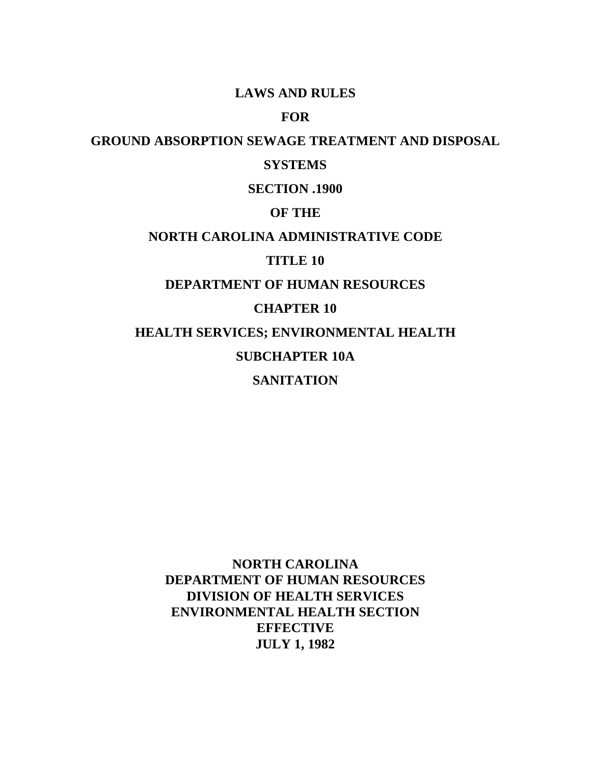# LAWS AND RULES

# FOR

# GROUND ABSORPTION SEWAGE TREATMENT AND DISPOSAL SYSTEMS

# SECTION .1900

# OF THE

# NORTH CAROLINA ADMINISTRATIVE CODE

# TITLE 10

# DEPARTMENT OF HUMAN RESOURCES

# CHAPTER 10

# HEALTH SERVICES; ENVIRONMENTAL HEALTH

# SUBCHAPTER 10A

# SANITATION

**NORTH CAROLINA**
**DEPARTMENT OF HUMAN RESOURCES**
**DIVISION OF HEALTH SERVICES**
**ENVIRONMENTAL HEALTH SECTION**
**EFFECTIVE**
**JULY 1, 1982**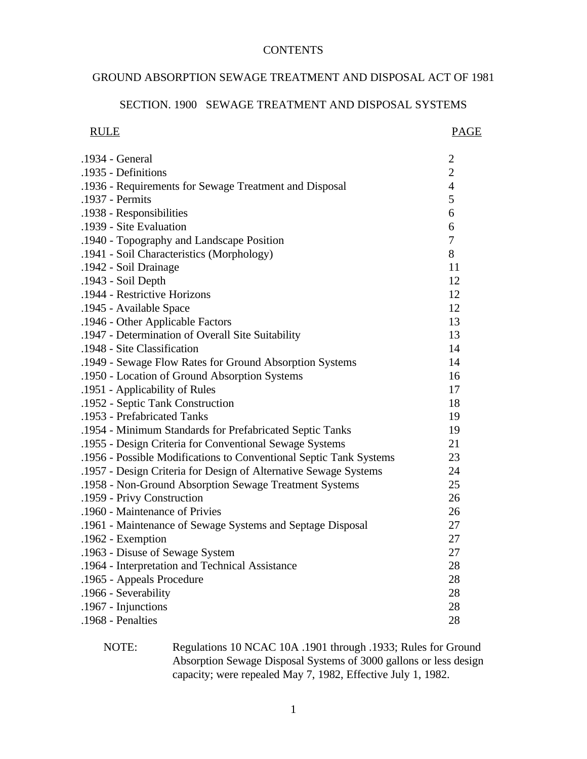# CONTENTS

## GROUND ABSORPTION SEWAGE TREATMENT AND DISPOSAL ACT OF 1981

### SECTION. 1900 SEWAGE TREATMENT AND DISPOSAL SYSTEMS

| RULE | PAGE |
| --- | --- |
| .1934 - General | 2 |
| .1935 - Definitions | 2 |
| .1936 - Requirements for Sewage Treatment and Disposal | 4 |
| .1937 - Permits | 5 |
| .1938 - Responsibilities | 6 |
| .1939 - Site Evaluation | 6 |
| .1940 - Topography and Landscape Position | 7 |
| .1941 - Soil Characteristics (Morphology) | 8 |
| .1942 - Soil Drainage | 11 |
| .1943 - Soil Depth | 12 |
| .1944 - Restrictive Horizons | 12 |
| .1945 - Available Space | 12 |
| .1946 - Other Applicable Factors | 13 |
| .1947 - Determination of Overall Site Suitability | 13 |
| .1948 - Site Classification | 14 |
| .1949 - Sewage Flow Rates for Ground Absorption Systems | 14 |
| .1950 - Location of Ground Absorption Systems | 16 |
| .1951 - Applicability of Rules | 17 |
| .1952 - Septic Tank Construction | 18 |
| .1953 - Prefabricated Tanks | 19 |
| .1954 - Minimum Standards for Prefabricated Septic Tanks | 19 |
| .1955 - Design Criteria for Conventional Sewage Systems | 21 |
| .1956 - Possible Modifications to Conventional Septic Tank Systems | 23 |
| .1957 - Design Criteria for Design of Alternative Sewage Systems | 24 |
| .1958 - Non-Ground Absorption Sewage Treatment Systems | 25 |
| .1959 - Privy Construction | 26 |
| .1960 - Maintenance of Privies | 26 |
| .1961 - Maintenance of Sewage Systems and Septage Disposal | 27 |
| .1962 - Exemption | 27 |
| .1963 - Disuse of Sewage System | 27 |
| .1964 - Interpretation and Technical Assistance | 28 |
| .1965 - Appeals Procedure | 28 |
| .1966 - Severability | 28 |
| .1967 - Injunctions | 28 |
| .1968 - Penalties | 28 |

NOTE: Regulations 10 NCAC 10A .1901 through .1933; Rules for Ground Absorption Sewage Disposal Systems of 3000 gallons or less design capacity; were repealed May 7, 1982, Effective July 1, 1982.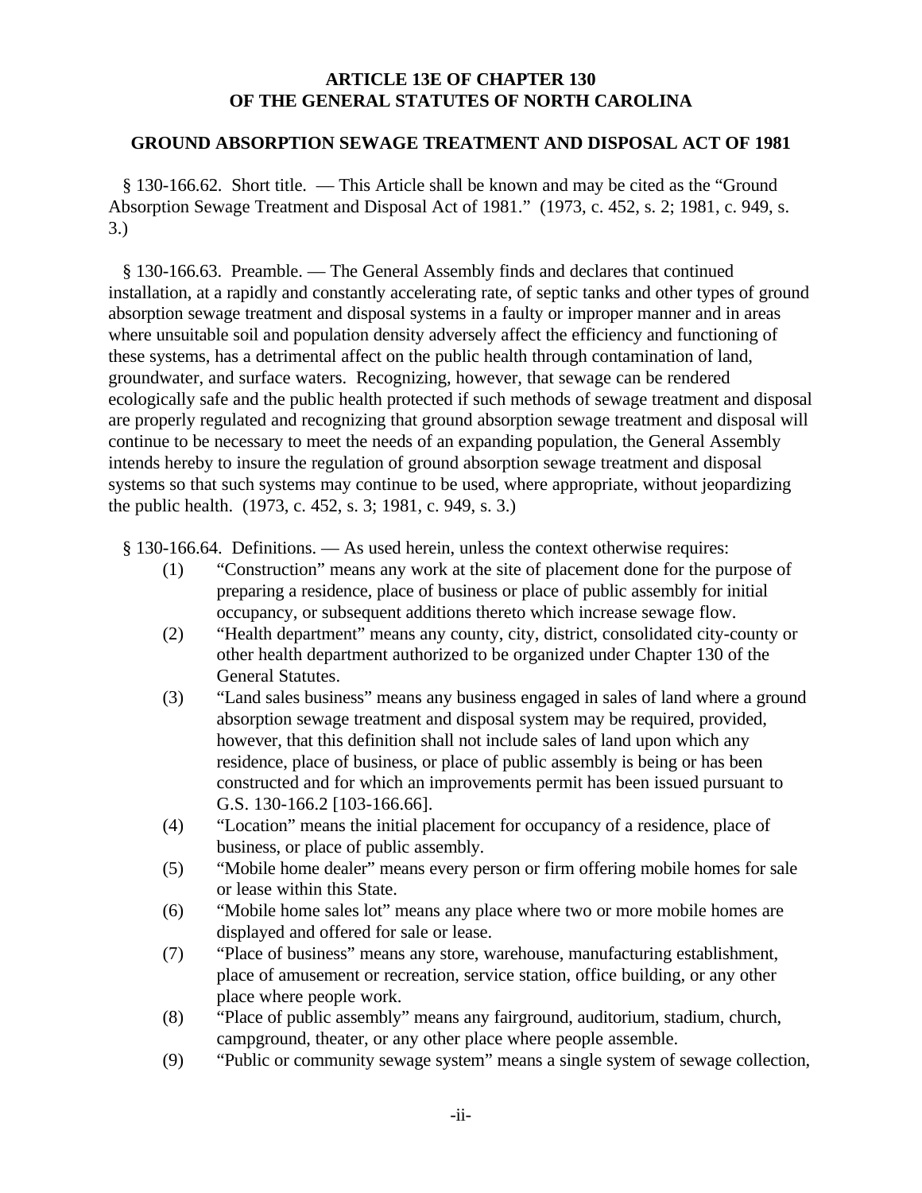# ARTICLE 13E OF CHAPTER 130
# OF THE GENERAL STATUTES OF NORTH CAROLINA

## GROUND ABSORPTION SEWAGE TREATMENT AND DISPOSAL ACT OF 1981

§ 130-166.62. Short title. — This Article shall be known and may be cited as the "Ground Absorption Sewage Treatment and Disposal Act of 1981." (1973, c. 452, s. 2; 1981, c. 949, s. 3.)

§ 130-166.63. Preamble. — The General Assembly finds and declares that continued installation, at a rapidly and constantly accelerating rate, of septic tanks and other types of ground absorption sewage treatment and disposal systems in a faulty or improper manner and in areas where unsuitable soil and population density adversely affect the efficiency and functioning of these systems, has a detrimental affect on the public health through contamination of land, groundwater, and surface waters. Recognizing, however, that sewage can be rendered ecologically safe and the public health protected if such methods of sewage treatment and disposal are properly regulated and recognizing that ground absorption sewage treatment and disposal will continue to be necessary to meet the needs of an expanding population, the General Assembly intends hereby to insure the regulation of ground absorption sewage treatment and disposal systems so that such systems may continue to be used, where appropriate, without jeopardizing the public health. (1973, c. 452, s. 3; 1981, c. 949, s. 3.)

§ 130-166.64. Definitions. — As used herein, unless the context otherwise requires:

(1) "Construction" means any work at the site of placement done for the purpose of preparing a residence, place of business or place of public assembly for initial occupancy, or subsequent additions thereto which increase sewage flow.

(2) "Health department" means any county, city, district, consolidated city-county or other health department authorized to be organized under Chapter 130 of the General Statutes.

(3) "Land sales business" means any business engaged in sales of land where a ground absorption sewage treatment and disposal system may be required, provided, however, that this definition shall not include sales of land upon which any residence, place of business, or place of public assembly is being or has been constructed and for which an improvements permit has been issued pursuant to G.S. 130-166.2 [103-166.66].

(4) "Location" means the initial placement for occupancy of a residence, place of business, or place of public assembly.

(5) "Mobile home dealer" means every person or firm offering mobile homes for sale or lease within this State.

(6) "Mobile home sales lot" means any place where two or more mobile homes are displayed and offered for sale or lease.

(7) "Place of business" means any store, warehouse, manufacturing establishment, place of amusement or recreation, service station, office building, or any other place where people work.

(8) "Place of public assembly" means any fairground, auditorium, stadium, church, campground, theater, or any other place where people assemble.

(9) "Public or community sewage system" means a single system of sewage collection,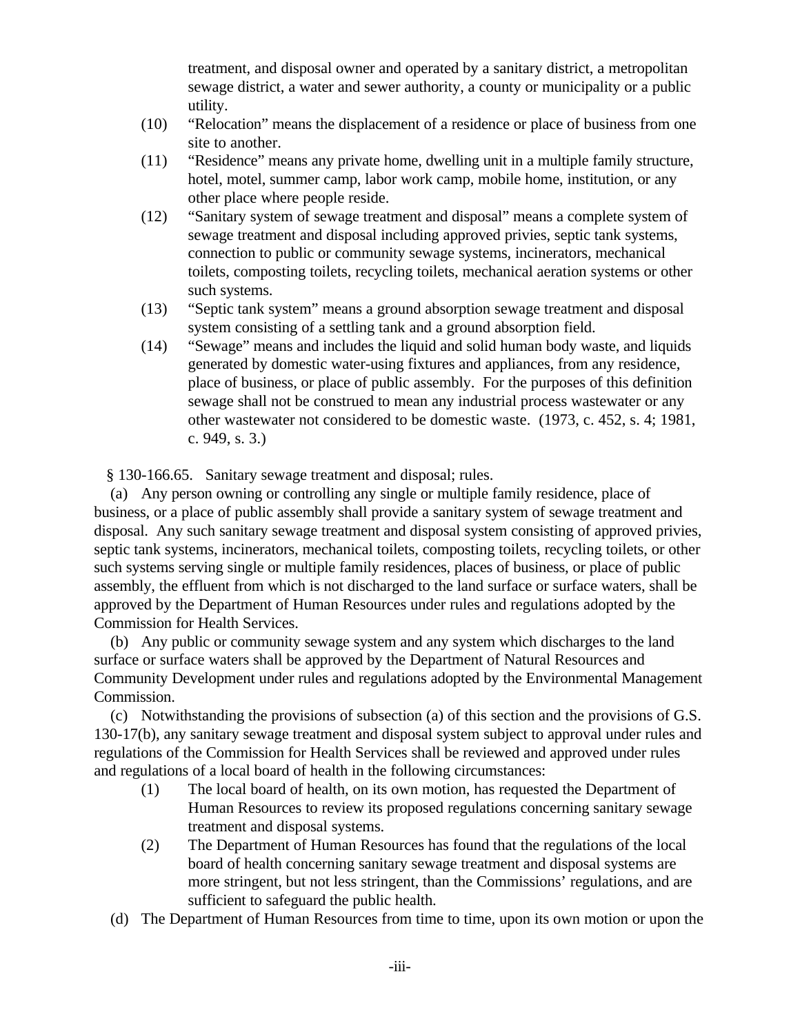treatment, and disposal owner and operated by a sanitary district, a metropolitan sewage district, a water and sewer authority, a county or municipality or a public utility.

(10) "Relocation" means the displacement of a residence or place of business from one site to another.

(11) "Residence" means any private home, dwelling unit in a multiple family structure, hotel, motel, summer camp, labor work camp, mobile home, institution, or any other place where people reside.

(12) "Sanitary system of sewage treatment and disposal" means a complete system of sewage treatment and disposal including approved privies, septic tank systems, connection to public or community sewage systems, incinerators, mechanical toilets, composting toilets, recycling toilets, mechanical aeration systems or other such systems.

(13) "Septic tank system" means a ground absorption sewage treatment and disposal system consisting of a settling tank and a ground absorption field.

(14) "Sewage" means and includes the liquid and solid human body waste, and liquids generated by domestic water-using fixtures and appliances, from any residence, place of business, or place of public assembly. For the purposes of this definition sewage shall not be construed to mean any industrial process wastewater or any other wastewater not considered to be domestic waste. (1973, c. 452, s. 4; 1981, c. 949, s. 3.)

§ 130-166.65. Sanitary sewage treatment and disposal; rules.

(a) Any person owning or controlling any single or multiple family residence, place of business, or a place of public assembly shall provide a sanitary system of sewage treatment and disposal. Any such sanitary sewage treatment and disposal system consisting of approved privies, septic tank systems, incinerators, mechanical toilets, composting toilets, recycling toilets, or other such systems serving single or multiple family residences, places of business, or place of public assembly, the effluent from which is not discharged to the land surface or surface waters, shall be approved by the Department of Human Resources under rules and regulations adopted by the Commission for Health Services.

(b) Any public or community sewage system and any system which discharges to the land surface or surface waters shall be approved by the Department of Natural Resources and Community Development under rules and regulations adopted by the Environmental Management Commission.

(c) Notwithstanding the provisions of subsection (a) of this section and the provisions of G.S. 130-17(b), any sanitary sewage treatment and disposal system subject to approval under rules and regulations of the Commission for Health Services shall be reviewed and approved under rules and regulations of a local board of health in the following circumstances:

(1) The local board of health, on its own motion, has requested the Department of Human Resources to review its proposed regulations concerning sanitary sewage treatment and disposal systems.

(2) The Department of Human Resources has found that the regulations of the local board of health concerning sanitary sewage treatment and disposal systems are more stringent, but not less stringent, than the Commissions' regulations, and are sufficient to safeguard the public health.

(d) The Department of Human Resources from time to time, upon its own motion or upon the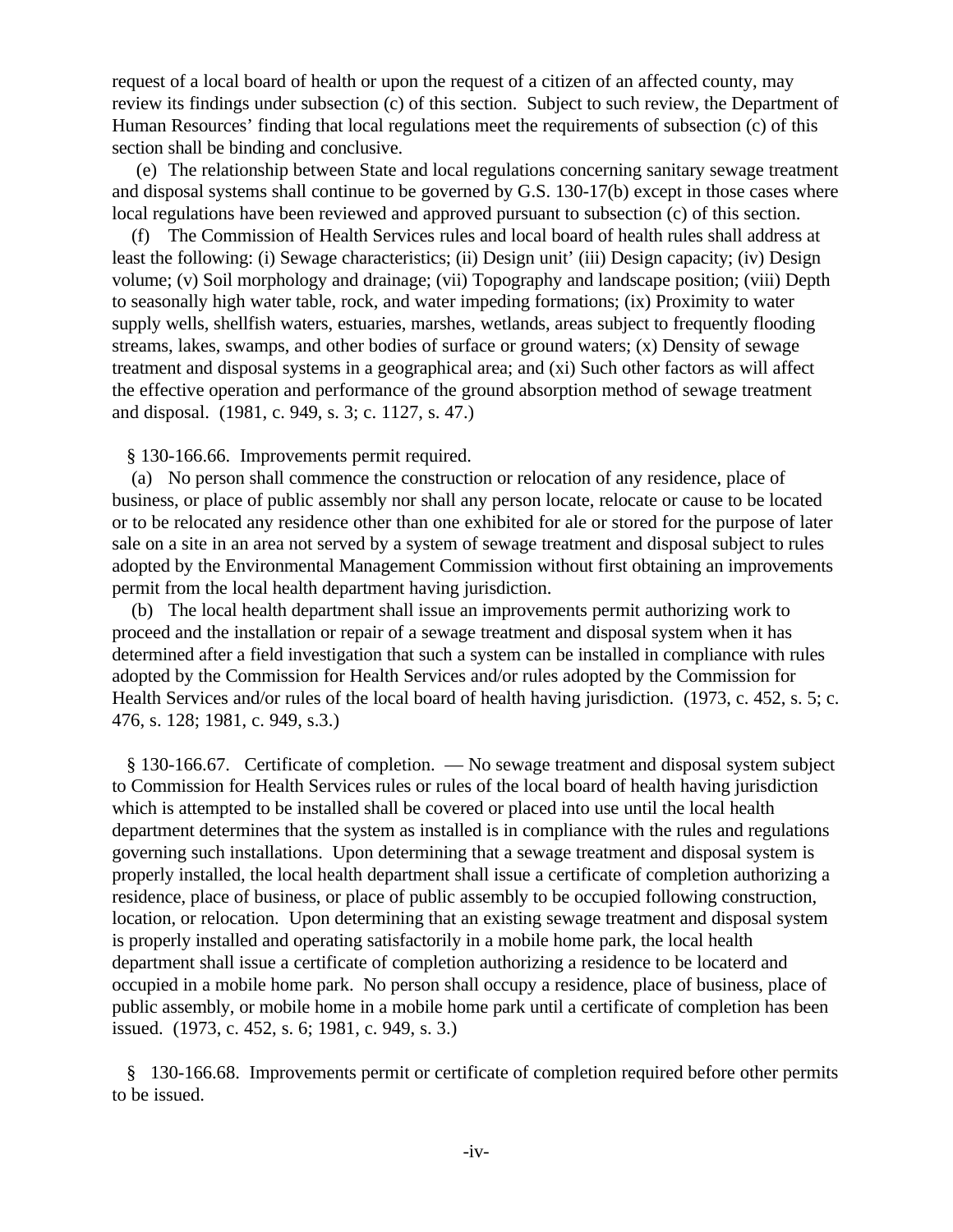request of a local board of health or upon the request of a citizen of an affected county, may review its findings under subsection (c) of this section. Subject to such review, the Department of Human Resources' finding that local regulations meet the requirements of subsection (c) of this section shall be binding and conclusive.

(e) The relationship between State and local regulations concerning sanitary sewage treatment and disposal systems shall continue to be governed by G.S. 130-17(b) except in those cases where local regulations have been reviewed and approved pursuant to subsection (c) of this section.

(f) The Commission of Health Services rules and local board of health rules shall address at least the following: (i) Sewage characteristics; (ii) Design unit' (iii) Design capacity; (iv) Design volume; (v) Soil morphology and drainage; (vii) Topography and landscape position; (viii) Depth to seasonally high water table, rock, and water impeding formations; (ix) Proximity to water supply wells, shellfish waters, estuaries, marshes, wetlands, areas subject to frequently flooding streams, lakes, swamps, and other bodies of surface or ground waters; (x) Density of sewage treatment and disposal systems in a geographical area; and (xi) Such other factors as will affect the effective operation and performance of the ground absorption method of sewage treatment and disposal. (1981, c. 949, s. 3; c. 1127, s. 47.)

§ 130-166.66. Improvements permit required.

(a) No person shall commence the construction or relocation of any residence, place of business, or place of public assembly nor shall any person locate, relocate or cause to be located or to be relocated any residence other than one exhibited for ale or stored for the purpose of later sale on a site in an area not served by a system of sewage treatment and disposal subject to rules adopted by the Environmental Management Commission without first obtaining an improvements permit from the local health department having jurisdiction.

(b) The local health department shall issue an improvements permit authorizing work to proceed and the installation or repair of a sewage treatment and disposal system when it has determined after a field investigation that such a system can be installed in compliance with rules adopted by the Commission for Health Services and/or rules adopted by the Commission for Health Services and/or rules of the local board of health having jurisdiction. (1973, c. 452, s. 5; c. 476, s. 128; 1981, c. 949, s.3.)

§ 130-166.67. Certificate of completion. — No sewage treatment and disposal system subject to Commission for Health Services rules or rules of the local board of health having jurisdiction which is attempted to be installed shall be covered or placed into use until the local health department determines that the system as installed is in compliance with the rules and regulations governing such installations. Upon determining that a sewage treatment and disposal system is properly installed, the local health department shall issue a certificate of completion authorizing a residence, place of business, or place of public assembly to be occupied following construction, location, or relocation. Upon determining that an existing sewage treatment and disposal system is properly installed and operating satisfactorily in a mobile home park, the local health department shall issue a certificate of completion authorizing a residence to be locaterd and occupied in a mobile home park. No person shall occupy a residence, place of business, place of public assembly, or mobile home in a mobile home park until a certificate of completion has been issued. (1973, c. 452, s. 6; 1981, c. 949, s. 3.)

§ 130-166.68. Improvements permit or certificate of completion required before other permits to be issued.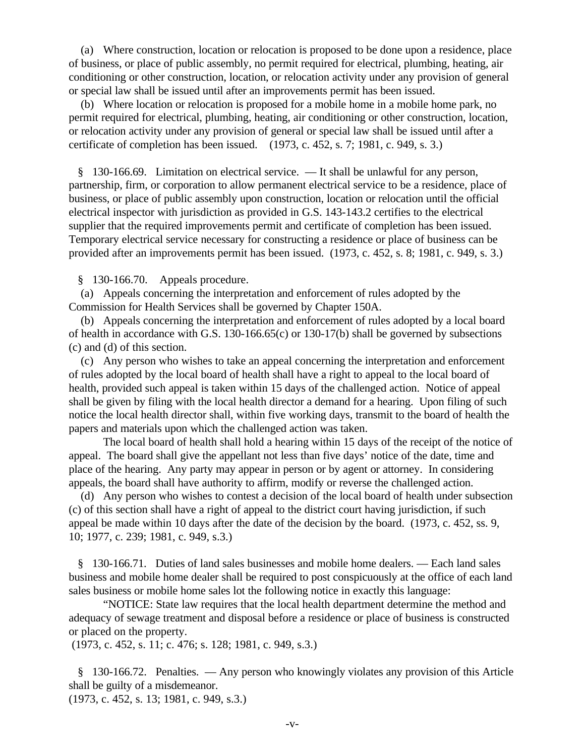(a) Where construction, location or relocation is proposed to be done upon a residence, place of business, or place of public assembly, no permit required for electrical, plumbing, heating, air conditioning or other construction, location, or relocation activity under any provision of general or special law shall be issued until after an improvements permit has been issued.

(b) Where location or relocation is proposed for a mobile home in a mobile home park, no permit required for electrical, plumbing, heating, air conditioning or other construction, location, or relocation activity under any provision of general or special law shall be issued until after a certificate of completion has been issued. (1973, c. 452, s. 7; 1981, c. 949, s. 3.)

§ 130-166.69. Limitation on electrical service. — It shall be unlawful for any person, partnership, firm, or corporation to allow permanent electrical service to be a residence, place of business, or place of public assembly upon construction, location or relocation until the official electrical inspector with jurisdiction as provided in G.S. 143-143.2 certifies to the electrical supplier that the required improvements permit and certificate of completion has been issued. Temporary electrical service necessary for constructing a residence or place of business can be provided after an improvements permit has been issued. (1973, c. 452, s. 8; 1981, c. 949, s. 3.)

§ 130-166.70. Appeals procedure.

(a) Appeals concerning the interpretation and enforcement of rules adopted by the Commission for Health Services shall be governed by Chapter 150A.

(b) Appeals concerning the interpretation and enforcement of rules adopted by a local board of health in accordance with G.S. 130-166.65(c) or 130-17(b) shall be governed by subsections (c) and (d) of this section.

(c) Any person who wishes to take an appeal concerning the interpretation and enforcement of rules adopted by the local board of health shall have a right to appeal to the local board of health, provided such appeal is taken within 15 days of the challenged action. Notice of appeal shall be given by filing with the local health director a demand for a hearing. Upon filing of such notice the local health director shall, within five working days, transmit to the board of health the papers and materials upon which the challenged action was taken.

The local board of health shall hold a hearing within 15 days of the receipt of the notice of appeal. The board shall give the appellant not less than five days' notice of the date, time and place of the hearing. Any party may appear in person or by agent or attorney. In considering appeals, the board shall have authority to affirm, modify or reverse the challenged action.

(d) Any person who wishes to contest a decision of the local board of health under subsection (c) of this section shall have a right of appeal to the district court having jurisdiction, if such appeal be made within 10 days after the date of the decision by the board. (1973, c. 452, ss. 9, 10; 1977, c. 239; 1981, c. 949, s.3.)

§ 130-166.71. Duties of land sales businesses and mobile home dealers. — Each land sales business and mobile home dealer shall be required to post conspicuously at the office of each land sales business or mobile home sales lot the following notice in exactly this language:

"NOTICE: State law requires that the local health department determine the method and adequacy of sewage treatment and disposal before a residence or place of business is constructed or placed on the property.

(1973, c. 452, s. 11; c. 476; s. 128; 1981, c. 949, s.3.)

§ 130-166.72. Penalties. — Any person who knowingly violates any provision of this Article shall be guilty of a misdemeanor.
(1973, c. 452, s. 13; 1981, c. 949, s.3.)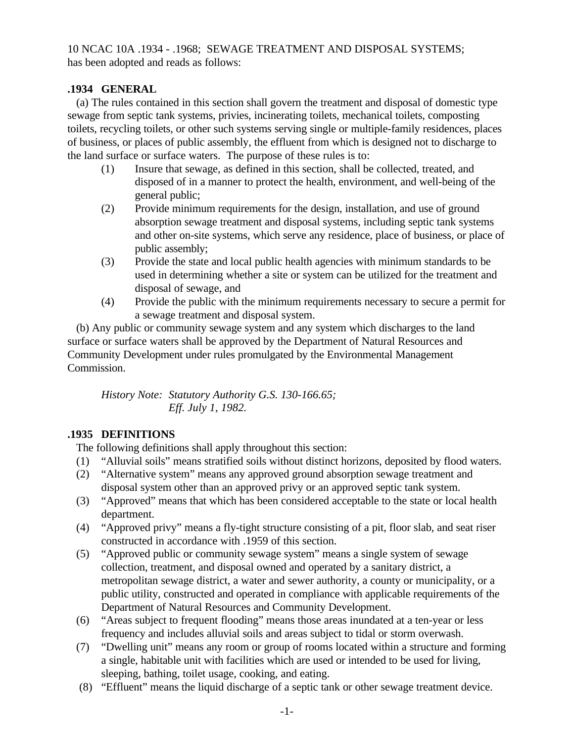10 NCAC 10A .1934 - .1968; SEWAGE TREATMENT AND DISPOSAL SYSTEMS; has been adopted and reads as follows:

### .1934 GENERAL

(a) The rules contained in this section shall govern the treatment and disposal of domestic type sewage from septic tank systems, privies, incinerating toilets, mechanical toilets, composting toilets, recycling toilets, or other such systems serving single or multiple-family residences, places of business, or places of public assembly, the effluent from which is designed not to discharge to the land surface or surface waters. The purpose of these rules is to:

1. Insure that sewage, as defined in this section, shall be collected, treated, and disposed of in a manner to protect the health, environment, and well-being of the general public;
2. Provide minimum requirements for the design, installation, and use of ground absorption sewage treatment and disposal systems, including septic tank systems and other on-site systems, which serve any residence, place of business, or place of public assembly;
3. Provide the state and local public health agencies with minimum standards to be used in determining whether a site or system can be utilized for the treatment and disposal of sewage, and
4. Provide the public with the minimum requirements necessary to secure a permit for a sewage treatment and disposal system.

(b) Any public or community sewage system and any system which discharges to the land surface or surface waters shall be approved by the Department of Natural Resources and Community Development under rules promulgated by the Environmental Management Commission.

*History Note: Statutory Authority G.S. 130-166.65;*
*Eff. July 1, 1982.*

### .1935 DEFINITIONS

The following definitions shall apply throughout this section:

1. "Alluvial soils" means stratified soils without distinct horizons, deposited by flood waters.
2. "Alternative system" means any approved ground absorption sewage treatment and disposal system other than an approved privy or an approved septic tank system.
3. "Approved" means that which has been considered acceptable to the state or local health department.
4. "Approved privy" means a fly-tight structure consisting of a pit, floor slab, and seat riser constructed in accordance with .1959 of this section.
5. "Approved public or community sewage system" means a single system of sewage collection, treatment, and disposal owned and operated by a sanitary district, a metropolitan sewage district, a water and sewer authority, a county or municipality, or a public utility, constructed and operated in compliance with applicable requirements of the Department of Natural Resources and Community Development.
6. "Areas subject to frequent flooding" means those areas inundated at a ten-year or less frequency and includes alluvial soils and areas subject to tidal or storm overwash.
7. "Dwelling unit" means any room or group of rooms located within a structure and forming a single, habitable unit with facilities which are used or intended to be used for living, sleeping, bathing, toilet usage, cooking, and eating.
8. "Effluent" means the liquid discharge of a septic tank or other sewage treatment device.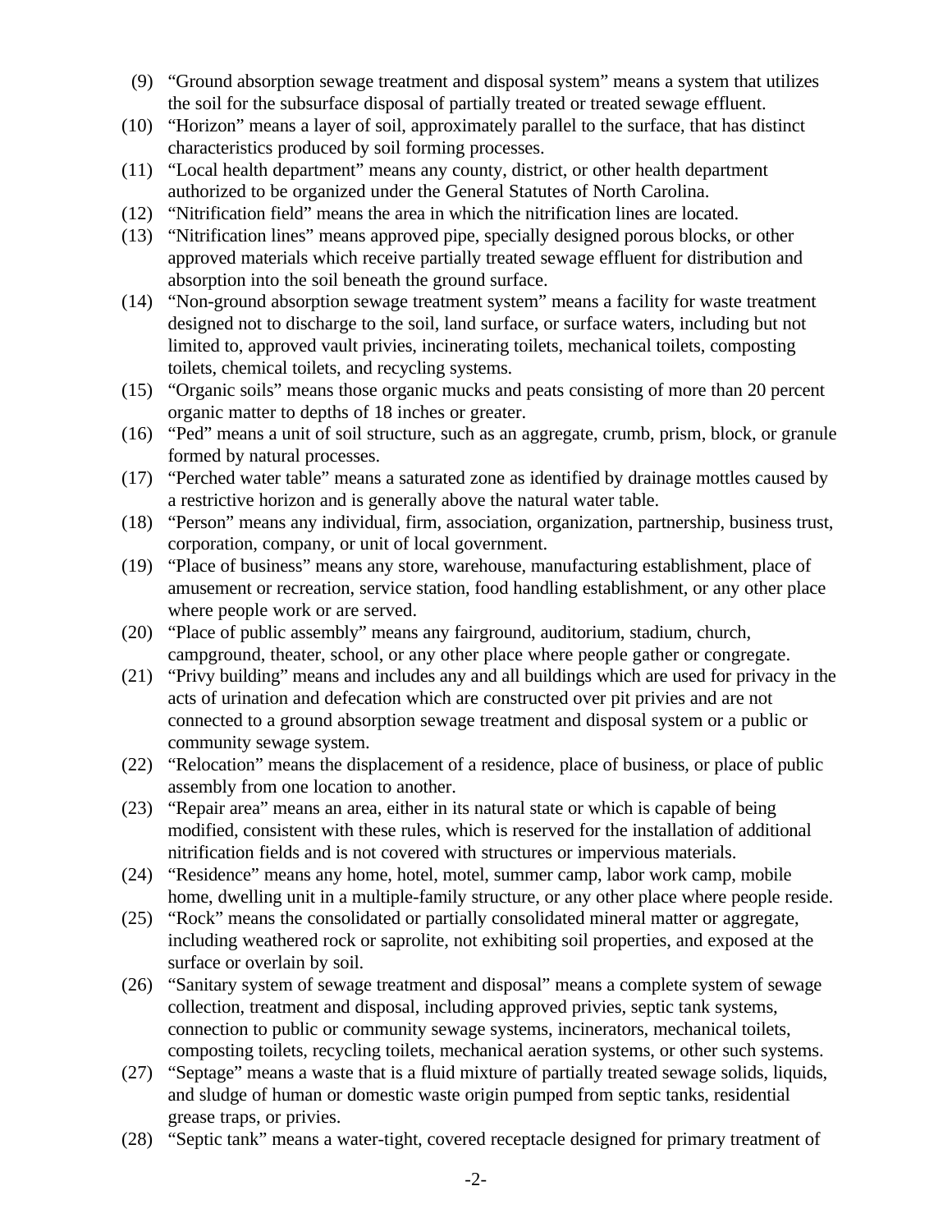(9) "Ground absorption sewage treatment and disposal system" means a system that utilizes the soil for the subsurface disposal of partially treated or treated sewage effluent.

(10) "Horizon" means a layer of soil, approximately parallel to the surface, that has distinct characteristics produced by soil forming processes.

(11) "Local health department" means any county, district, or other health department authorized to be organized under the General Statutes of North Carolina.

(12) "Nitrification field" means the area in which the nitrification lines are located.

(13) "Nitrification lines" means approved pipe, specially designed porous blocks, or other approved materials which receive partially treated sewage effluent for distribution and absorption into the soil beneath the ground surface.

(14) "Non-ground absorption sewage treatment system" means a facility for waste treatment designed not to discharge to the soil, land surface, or surface waters, including but not limited to, approved vault privies, incinerating toilets, mechanical toilets, composting toilets, chemical toilets, and recycling systems.

(15) "Organic soils" means those organic mucks and peats consisting of more than 20 percent organic matter to depths of 18 inches or greater.

(16) "Ped" means a unit of soil structure, such as an aggregate, crumb, prism, block, or granule formed by natural processes.

(17) "Perched water table" means a saturated zone as identified by drainage mottles caused by a restrictive horizon and is generally above the natural water table.

(18) "Person" means any individual, firm, association, organization, partnership, business trust, corporation, company, or unit of local government.

(19) "Place of business" means any store, warehouse, manufacturing establishment, place of amusement or recreation, service station, food handling establishment, or any other place where people work or are served.

(20) "Place of public assembly" means any fairground, auditorium, stadium, church, campground, theater, school, or any other place where people gather or congregate.

(21) "Privy building" means and includes any and all buildings which are used for privacy in the acts of urination and defecation which are constructed over pit privies and are not connected to a ground absorption sewage treatment and disposal system or a public or community sewage system.

(22) "Relocation" means the displacement of a residence, place of business, or place of public assembly from one location to another.

(23) "Repair area" means an area, either in its natural state or which is capable of being modified, consistent with these rules, which is reserved for the installation of additional nitrification fields and is not covered with structures or impervious materials.

(24) "Residence" means any home, hotel, motel, summer camp, labor work camp, mobile home, dwelling unit in a multiple-family structure, or any other place where people reside.

(25) "Rock" means the consolidated or partially consolidated mineral matter or aggregate, including weathered rock or saprolite, not exhibiting soil properties, and exposed at the surface or overlain by soil.

(26) "Sanitary system of sewage treatment and disposal" means a complete system of sewage collection, treatment and disposal, including approved privies, septic tank systems, connection to public or community sewage systems, incinerators, mechanical toilets, composting toilets, recycling toilets, mechanical aeration systems, or other such systems.

(27) "Septage" means a waste that is a fluid mixture of partially treated sewage solids, liquids, and sludge of human or domestic waste origin pumped from septic tanks, residential grease traps, or privies.

(28) "Septic tank" means a water-tight, covered receptacle designed for primary treatment of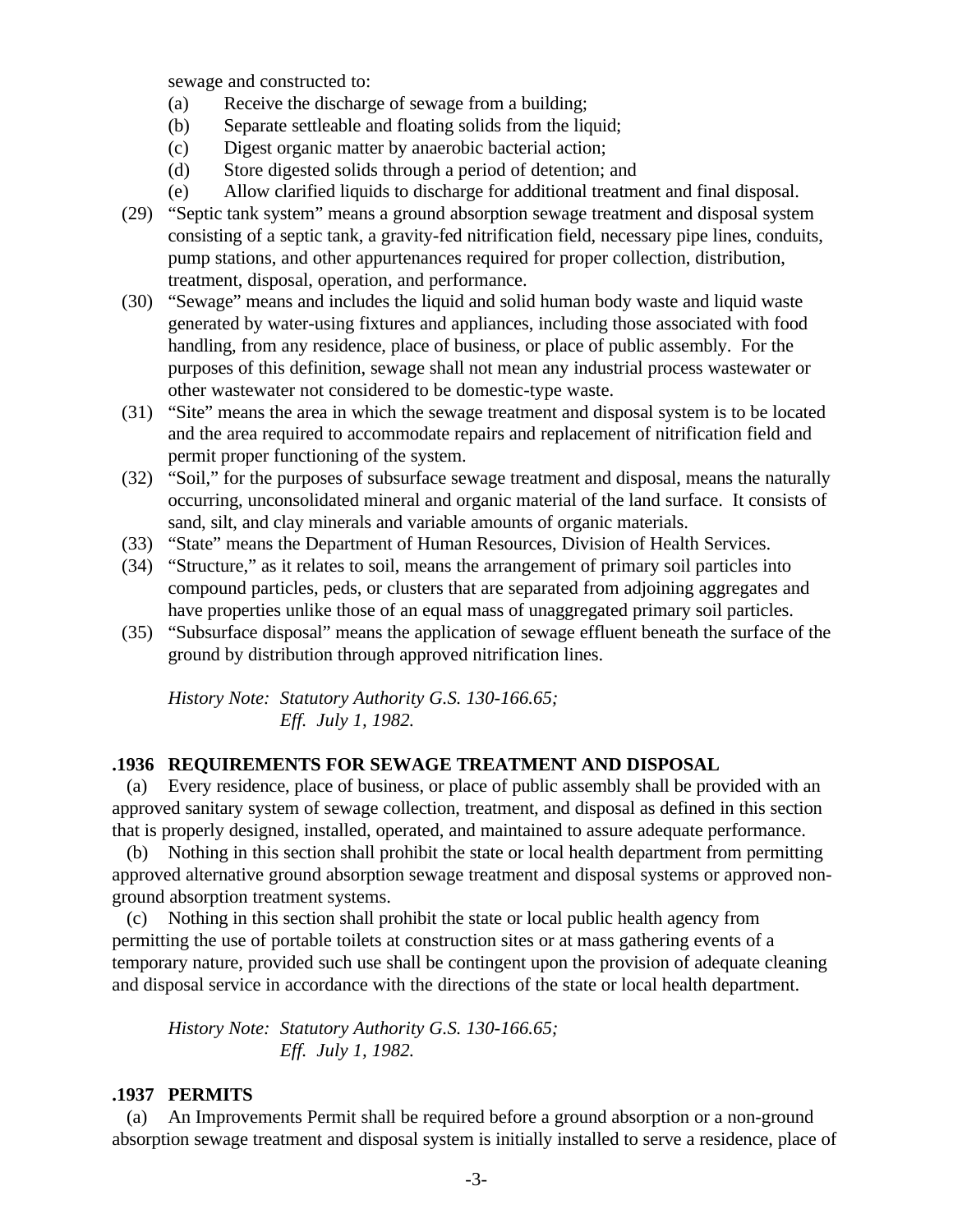sewage and constructed to:

(a) Receive the discharge of sewage from a building;
(b) Separate settleable and floating solids from the liquid;
(c) Digest organic matter by anaerobic bacterial action;
(d) Store digested solids through a period of detention; and
(e) Allow clarified liquids to discharge for additional treatment and final disposal.

(29) “Septic tank system” means a ground absorption sewage treatment and disposal system consisting of a septic tank, a gravity-fed nitrification field, necessary pipe lines, conduits, pump stations, and other appurtenances required for proper collection, distribution, treatment, disposal, operation, and performance.

(30) “Sewage” means and includes the liquid and solid human body waste and liquid waste generated by water-using fixtures and appliances, including those associated with food handling, from any residence, place of business, or place of public assembly. For the purposes of this definition, sewage shall not mean any industrial process wastewater or other wastewater not considered to be domestic-type waste.

(31) “Site” means the area in which the sewage treatment and disposal system is to be located and the area required to accommodate repairs and replacement of nitrification field and permit proper functioning of the system.

(32) “Soil,” for the purposes of subsurface sewage treatment and disposal, means the naturally occurring, unconsolidated mineral and organic material of the land surface. It consists of sand, silt, and clay minerals and variable amounts of organic materials.

(33) “State” means the Department of Human Resources, Division of Health Services.

(34) “Structure,” as it relates to soil, means the arrangement of primary soil particles into compound particles, peds, or clusters that are separated from adjoining aggregates and have properties unlike those of an equal mass of unaggregated primary soil particles.

(35) “Subsurface disposal” means the application of sewage effluent beneath the surface of the ground by distribution through approved nitrification lines.

*History Note: Statutory Authority G.S. 130-166.65;*
*Eff. July 1, 1982.*

### .1936 REQUIREMENTS FOR SEWAGE TREATMENT AND DISPOSAL

(a) Every residence, place of business, or place of public assembly shall be provided with an approved sanitary system of sewage collection, treatment, and disposal as defined in this section that is properly designed, installed, operated, and maintained to assure adequate performance.

(b) Nothing in this section shall prohibit the state or local health department from permitting approved alternative ground absorption sewage treatment and disposal systems or approved non-ground absorption treatment systems.

(c) Nothing in this section shall prohibit the state or local public health agency from permitting the use of portable toilets at construction sites or at mass gathering events of a temporary nature, provided such use shall be contingent upon the provision of adequate cleaning and disposal service in accordance with the directions of the state or local health department.

*History Note: Statutory Authority G.S. 130-166.65;*
*Eff. July 1, 1982.*

### .1937 PERMITS

(a) An Improvements Permit shall be required before a ground absorption or a non-ground absorption sewage treatment and disposal system is initially installed to serve a residence, place of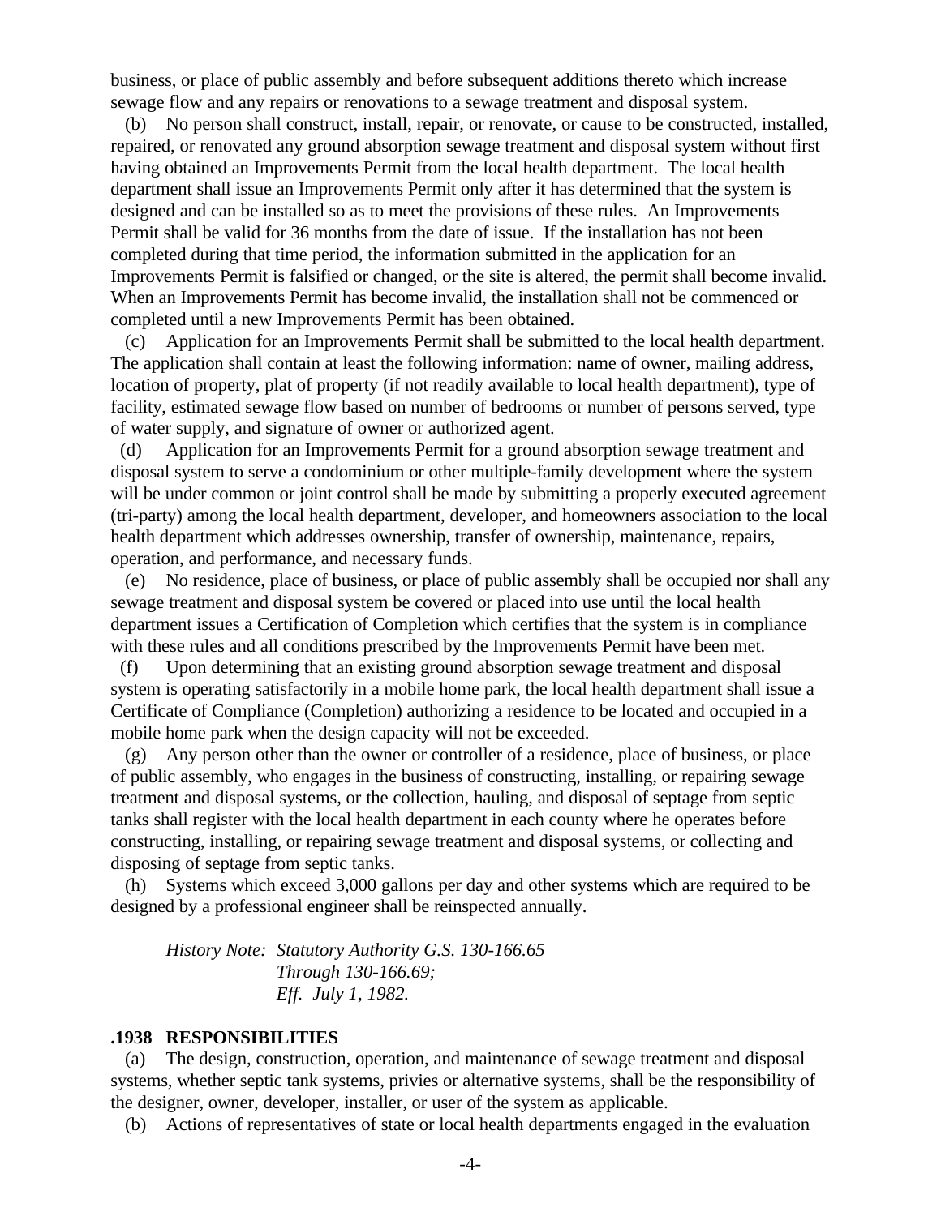business, or place of public assembly and before subsequent additions thereto which increase sewage flow and any repairs or renovations to a sewage treatment and disposal system.

(b) No person shall construct, install, repair, or renovate, or cause to be constructed, installed, repaired, or renovated any ground absorption sewage treatment and disposal system without first having obtained an Improvements Permit from the local health department. The local health department shall issue an Improvements Permit only after it has determined that the system is designed and can be installed so as to meet the provisions of these rules. An Improvements Permit shall be valid for 36 months from the date of issue. If the installation has not been completed during that time period, the information submitted in the application for an Improvements Permit is falsified or changed, or the site is altered, the permit shall become invalid. When an Improvements Permit has become invalid, the installation shall not be commenced or completed until a new Improvements Permit has been obtained.

(c) Application for an Improvements Permit shall be submitted to the local health department. The application shall contain at least the following information: name of owner, mailing address, location of property, plat of property (if not readily available to local health department), type of facility, estimated sewage flow based on number of bedrooms or number of persons served, type of water supply, and signature of owner or authorized agent.

(d) Application for an Improvements Permit for a ground absorption sewage treatment and disposal system to serve a condominium or other multiple-family development where the system will be under common or joint control shall be made by submitting a properly executed agreement (tri-party) among the local health department, developer, and homeowners association to the local health department which addresses ownership, transfer of ownership, maintenance, repairs, operation, and performance, and necessary funds.

(e) No residence, place of business, or place of public assembly shall be occupied nor shall any sewage treatment and disposal system be covered or placed into use until the local health department issues a Certification of Completion which certifies that the system is in compliance with these rules and all conditions prescribed by the Improvements Permit have been met.

(f) Upon determining that an existing ground absorption sewage treatment and disposal system is operating satisfactorily in a mobile home park, the local health department shall issue a Certificate of Compliance (Completion) authorizing a residence to be located and occupied in a mobile home park when the design capacity will not be exceeded.

(g) Any person other than the owner or controller of a residence, place of business, or place of public assembly, who engages in the business of constructing, installing, or repairing sewage treatment and disposal systems, or the collection, hauling, and disposal of septage from septic tanks shall register with the local health department in each county where he operates before constructing, installing, or repairing sewage treatment and disposal systems, or collecting and disposing of septage from septic tanks.

(h) Systems which exceed 3,000 gallons per day and other systems which are required to be designed by a professional engineer shall be reinspected annually.

*History Note: Statutory Authority G.S. 130-166.65 Through 130-166.69;*
*Eff. July 1, 1982.*

**.1938 RESPONSIBILITIES**

(a) The design, construction, operation, and maintenance of sewage treatment and disposal systems, whether septic tank systems, privies or alternative systems, shall be the responsibility of the designer, owner, developer, installer, or user of the system as applicable.

(b) Actions of representatives of state or local health departments engaged in the evaluation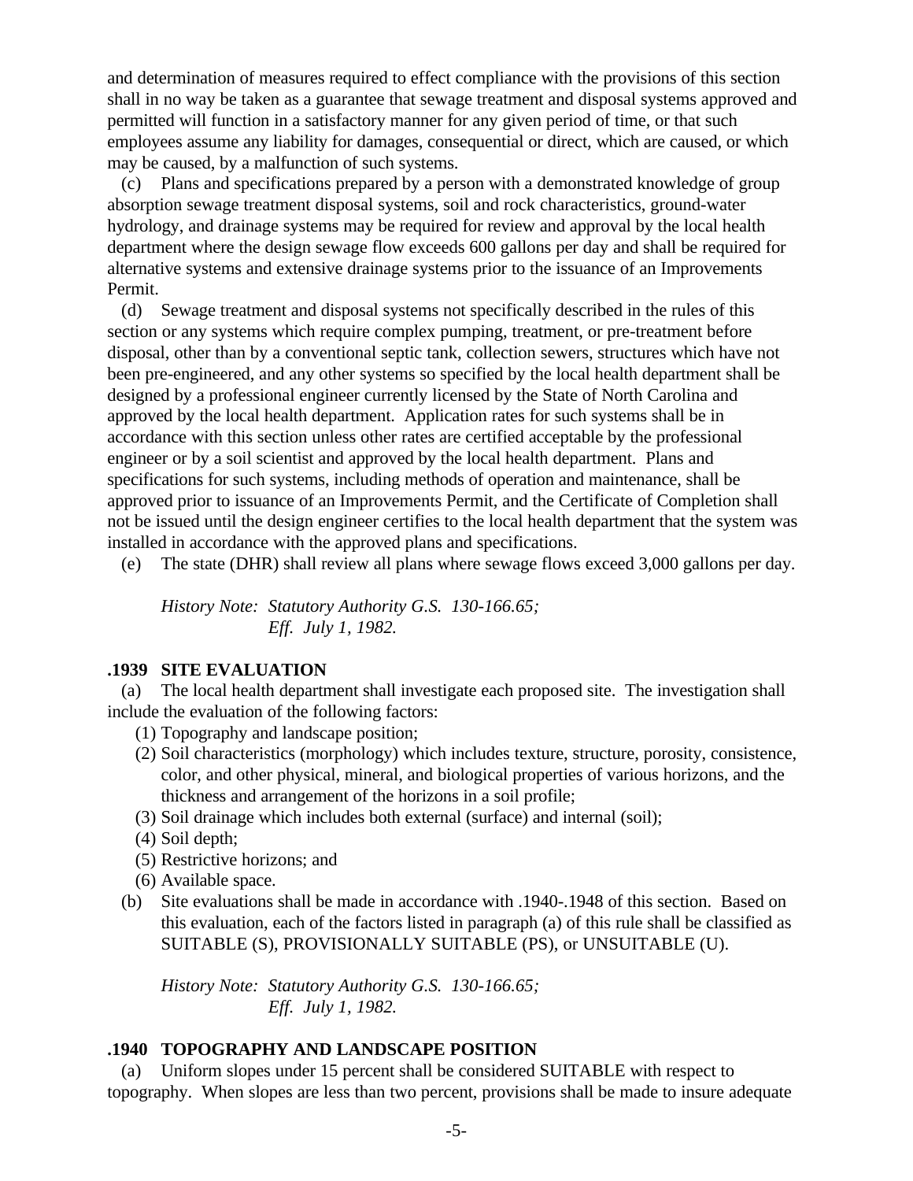and determination of measures required to effect compliance with the provisions of this section shall in no way be taken as a guarantee that sewage treatment and disposal systems approved and permitted will function in a satisfactory manner for any given period of time, or that such employees assume any liability for damages, consequential or direct, which are caused, or which may be caused, by a malfunction of such systems.

(c) Plans and specifications prepared by a person with a demonstrated knowledge of group absorption sewage treatment disposal systems, soil and rock characteristics, ground-water hydrology, and drainage systems may be required for review and approval by the local health department where the design sewage flow exceeds 600 gallons per day and shall be required for alternative systems and extensive drainage systems prior to the issuance of an Improvements Permit.

(d) Sewage treatment and disposal systems not specifically described in the rules of this section or any systems which require complex pumping, treatment, or pre-treatment before disposal, other than by a conventional septic tank, collection sewers, structures which have not been pre-engineered, and any other systems so specified by the local health department shall be designed by a professional engineer currently licensed by the State of North Carolina and approved by the local health department. Application rates for such systems shall be in accordance with this section unless other rates are certified acceptable by the professional engineer or by a soil scientist and approved by the local health department. Plans and specifications for such systems, including methods of operation and maintenance, shall be approved prior to issuance of an Improvements Permit, and the Certificate of Completion shall not be issued until the design engineer certifies to the local health department that the system was installed in accordance with the approved plans and specifications.

(e) The state (DHR) shall review all plans where sewage flows exceed 3,000 gallons per day.

*History Note: Statutory Authority G.S. 130-166.65;*
*Eff. July 1, 1982.*

### .1939 SITE EVALUATION

(a) The local health department shall investigate each proposed site. The investigation shall include the evaluation of the following factors:

(1) Topography and landscape position;
(2) Soil characteristics (morphology) which includes texture, structure, porosity, consistence, color, and other physical, mineral, and biological properties of various horizons, and the thickness and arrangement of the horizons in a soil profile;
(3) Soil drainage which includes both external (surface) and internal (soil);
(4) Soil depth;
(5) Restrictive horizons; and
(6) Available space.

(b) Site evaluations shall be made in accordance with .1940-.1948 of this section. Based on this evaluation, each of the factors listed in paragraph (a) of this rule shall be classified as SUITABLE (S), PROVISIONALLY SUITABLE (PS), or UNSUITABLE (U).

*History Note: Statutory Authority G.S. 130-166.65;*
*Eff. July 1, 1982.*

### .1940 TOPOGRAPHY AND LANDSCAPE POSITION

(a) Uniform slopes under 15 percent shall be considered SUITABLE with respect to topography. When slopes are less than two percent, provisions shall be made to insure adequate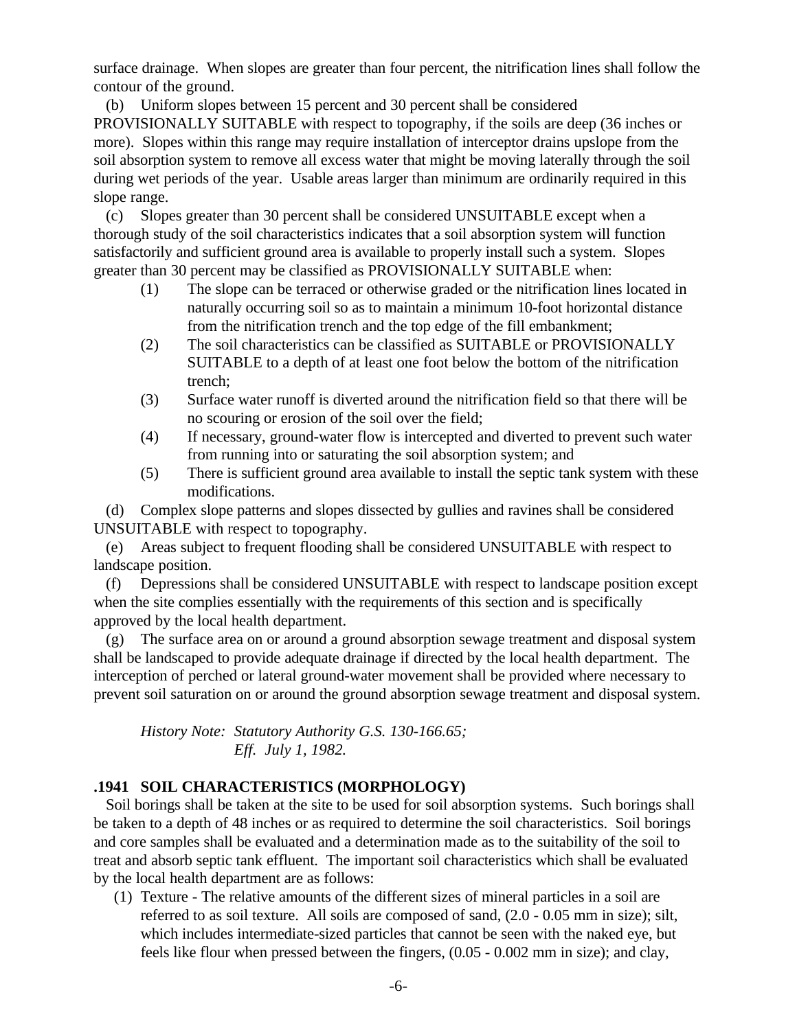surface drainage. When slopes are greater than four percent, the nitrification lines shall follow the contour of the ground.

(b) Uniform slopes between 15 percent and 30 percent shall be considered PROVISIONALLY SUITABLE with respect to topography, if the soils are deep (36 inches or more). Slopes within this range may require installation of interceptor drains upslope from the soil absorption system to remove all excess water that might be moving laterally through the soil during wet periods of the year. Usable areas larger than minimum are ordinarily required in this slope range.

(c) Slopes greater than 30 percent shall be considered UNSUITABLE except when a thorough study of the soil characteristics indicates that a soil absorption system will function satisfactorily and sufficient ground area is available to properly install such a system. Slopes greater than 30 percent may be classified as PROVISIONALLY SUITABLE when:

(1) The slope can be terraced or otherwise graded or the nitrification lines located in naturally occurring soil so as to maintain a minimum 10-foot horizontal distance from the nitrification trench and the top edge of the fill embankment;

(2) The soil characteristics can be classified as SUITABLE or PROVISIONALLY SUITABLE to a depth of at least one foot below the bottom of the nitrification trench;

(3) Surface water runoff is diverted around the nitrification field so that there will be no scouring or erosion of the soil over the field;

(4) If necessary, ground-water flow is intercepted and diverted to prevent such water from running into or saturating the soil absorption system; and

(5) There is sufficient ground area available to install the septic tank system with these modifications.

(d) Complex slope patterns and slopes dissected by gullies and ravines shall be considered UNSUITABLE with respect to topography.

(e) Areas subject to frequent flooding shall be considered UNSUITABLE with respect to landscape position.

(f) Depressions shall be considered UNSUITABLE with respect to landscape position except when the site complies essentially with the requirements of this section and is specifically approved by the local health department.

(g) The surface area on or around a ground absorption sewage treatment and disposal system shall be landscaped to provide adequate drainage if directed by the local health department. The interception of perched or lateral ground-water movement shall be provided where necessary to prevent soil saturation on or around the ground absorption sewage treatment and disposal system.

*History Note: Statutory Authority G.S. 130-166.65;*
*Eff. July 1, 1982.*

### .1941 SOIL CHARACTERISTICS (MORPHOLOGY)

Soil borings shall be taken at the site to be used for soil absorption systems. Such borings shall be taken to a depth of 48 inches or as required to determine the soil characteristics. Soil borings and core samples shall be evaluated and a determination made as to the suitability of the soil to treat and absorb septic tank effluent. The important soil characteristics which shall be evaluated by the local health department are as follows:

(1) Texture - The relative amounts of the different sizes of mineral particles in a soil are referred to as soil texture. All soils are composed of sand, (2.0 - 0.05 mm in size); silt, which includes intermediate-sized particles that cannot be seen with the naked eye, but feels like flour when pressed between the fingers, (0.05 - 0.002 mm in size); and clay,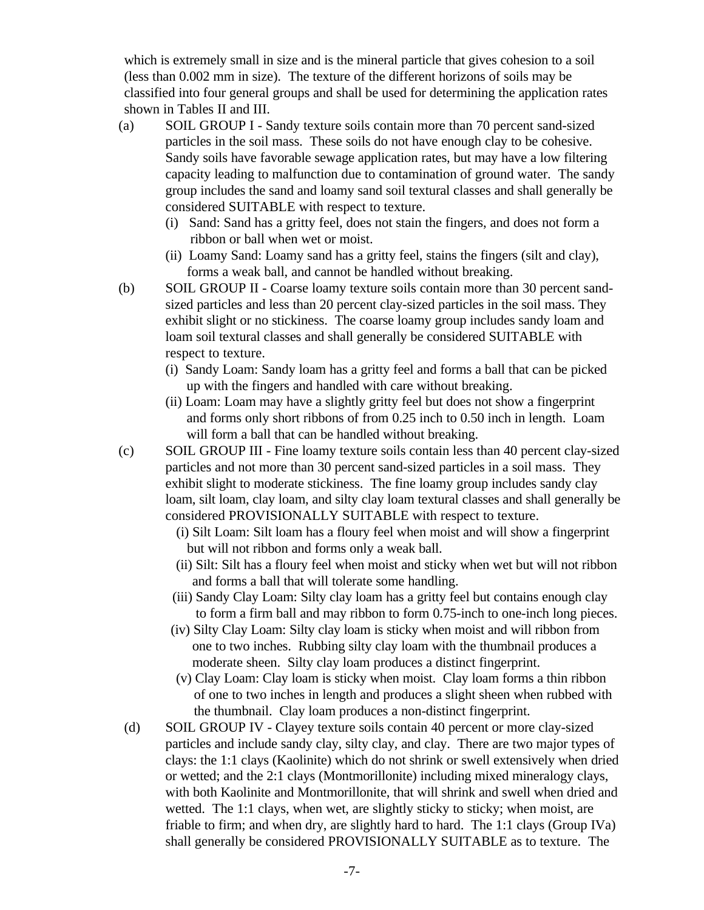which is extremely small in size and is the mineral particle that gives cohesion to a soil (less than 0.002 mm in size). The texture of the different horizons of soils may be classified into four general groups and shall be used for determining the application rates shown in Tables II and III.

(a) SOIL GROUP I - Sandy texture soils contain more than 70 percent sand-sized particles in the soil mass. These soils do not have enough clay to be cohesive. Sandy soils have favorable sewage application rates, but may have a low filtering capacity leading to malfunction due to contamination of ground water. The sandy group includes the sand and loamy sand soil textural classes and shall generally be considered SUITABLE with respect to texture.
   - (i) Sand: Sand has a gritty feel, does not stain the fingers, and does not form a ribbon or ball when wet or moist.
   - (ii) Loamy Sand: Loamy sand has a gritty feel, stains the fingers (silt and clay), forms a weak ball, and cannot be handled without breaking.

(b) SOIL GROUP II - Coarse loamy texture soils contain more than 30 percent sand-sized particles and less than 20 percent clay-sized particles in the soil mass. They exhibit slight or no stickiness. The coarse loamy group includes sandy loam and loam soil textural classes and shall generally be considered SUITABLE with respect to texture.
   - (i) Sandy Loam: Sandy loam has a gritty feel and forms a ball that can be picked up with the fingers and handled with care without breaking.
   - (ii) Loam: Loam may have a slightly gritty feel but does not show a fingerprint and forms only short ribbons of from 0.25 inch to 0.50 inch in length. Loam will form a ball that can be handled without breaking.

(c) SOIL GROUP III - Fine loamy texture soils contain less than 40 percent clay-sized particles and not more than 30 percent sand-sized particles in a soil mass. They exhibit slight to moderate stickiness. The fine loamy group includes sandy clay loam, silt loam, clay loam, and silty clay loam textural classes and shall generally be considered PROVISIONALLY SUITABLE with respect to texture.
   - (i) Silt Loam: Silt loam has a floury feel when moist and will show a fingerprint but will not ribbon and forms only a weak ball.
   - (ii) Silt: Silt has a floury feel when moist and sticky when wet but will not ribbon and forms a ball that will tolerate some handling.
   - (iii) Sandy Clay Loam: Silty clay loam has a gritty feel but contains enough clay to form a firm ball and may ribbon to form 0.75-inch to one-inch long pieces.
   - (iv) Silty Clay Loam: Silty clay loam is sticky when moist and will ribbon from one to two inches. Rubbing silty clay loam with the thumbnail produces a moderate sheen. Silty clay loam produces a distinct fingerprint.
   - (v) Clay Loam: Clay loam is sticky when moist. Clay loam forms a thin ribbon of one to two inches in length and produces a slight sheen when rubbed with the thumbnail. Clay loam produces a non-distinct fingerprint.

(d) SOIL GROUP IV - Clayey texture soils contain 40 percent or more clay-sized particles and include sandy clay, silty clay, and clay. There are two major types of clays: the 1:1 clays (Kaolinite) which do not shrink or swell extensively when dried or wetted; and the 2:1 clays (Montmorillonite) including mixed mineralogy clays, with both Kaolinite and Montmorillonite, that will shrink and swell when dried and wetted. The 1:1 clays, when wet, are slightly sticky to sticky; when moist, are friable to firm; and when dry, are slightly hard to hard. The 1:1 clays (Group IVa) shall generally be considered PROVISIONALLY SUITABLE as to texture. The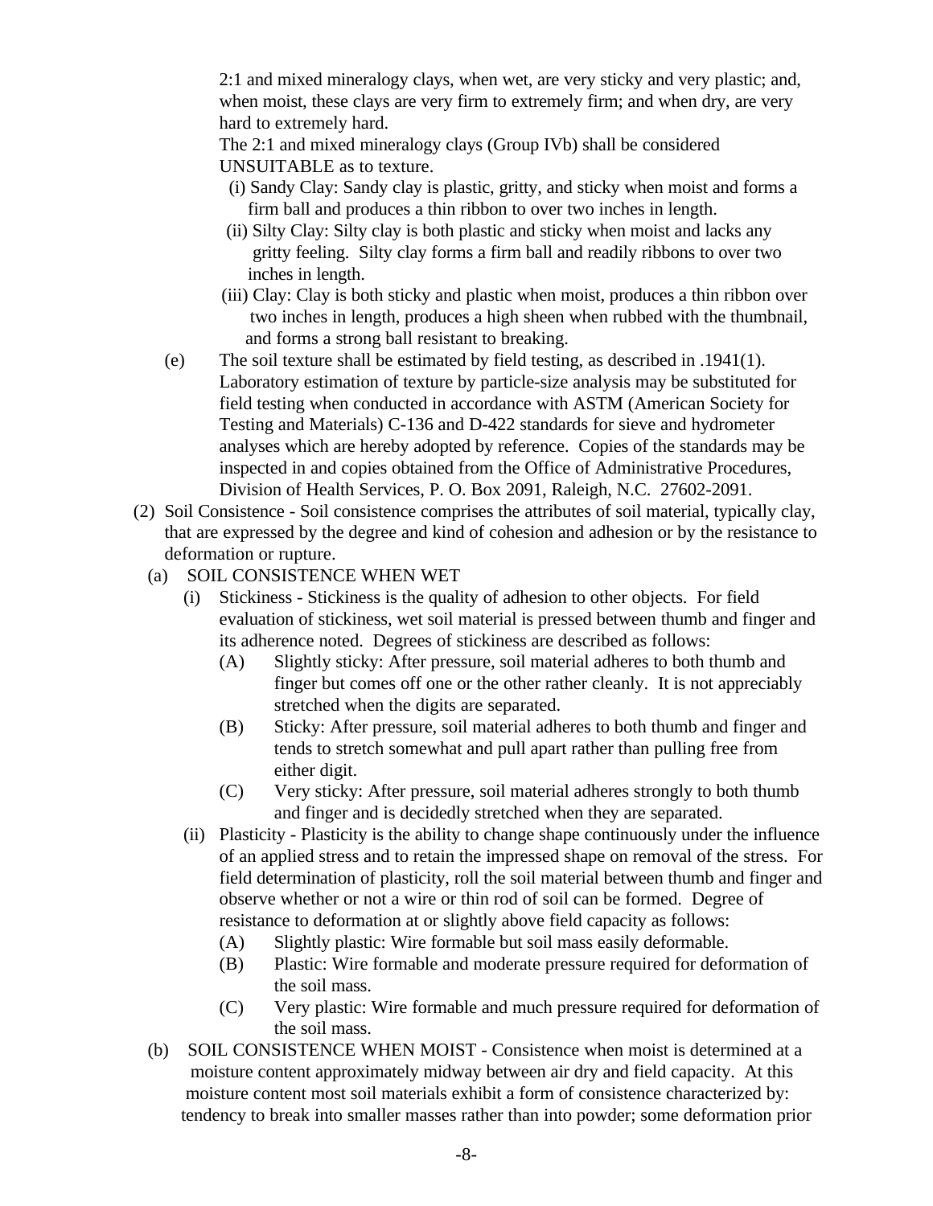2:1 and mixed mineralogy clays, when wet, are very sticky and very plastic; and, when moist, these clays are very firm to extremely firm; and when dry, are very hard to extremely hard.

The 2:1 and mixed mineralogy clays (Group IVb) shall be considered UNSUITABLE as to texture.

(i) Sandy Clay: Sandy clay is plastic, gritty, and sticky when moist and forms a firm ball and produces a thin ribbon to over two inches in length.

(ii) Silty Clay: Silty clay is both plastic and sticky when moist and lacks any gritty feeling. Silty clay forms a firm ball and readily ribbons to over two inches in length.

(iii) Clay: Clay is both sticky and plastic when moist, produces a thin ribbon over two inches in length, produces a high sheen when rubbed with the thumbnail, and forms a strong ball resistant to breaking.

(e) The soil texture shall be estimated by field testing, as described in .1941(1). Laboratory estimation of texture by particle-size analysis may be substituted for field testing when conducted in accordance with ASTM (American Society for Testing and Materials) C-136 and D-422 standards for sieve and hydrometer analyses which are hereby adopted by reference. Copies of the standards may be inspected in and copies obtained from the Office of Administrative Procedures, Division of Health Services, P. O. Box 2091, Raleigh, N.C. 27602-2091.

(2) Soil Consistence - Soil consistence comprises the attributes of soil material, typically clay, that are expressed by the degree and kind of cohesion and adhesion or by the resistance to deformation or rupture.

(a) SOIL CONSISTENCE WHEN WET

(i) Stickiness - Stickiness is the quality of adhesion to other objects. For field evaluation of stickiness, wet soil material is pressed between thumb and finger and its adherence noted. Degrees of stickiness are described as follows:

(A) Slightly sticky: After pressure, soil material adheres to both thumb and finger but comes off one or the other rather cleanly. It is not appreciably stretched when the digits are separated.

(B) Sticky: After pressure, soil material adheres to both thumb and finger and tends to stretch somewhat and pull apart rather than pulling free from either digit.

(C) Very sticky: After pressure, soil material adheres strongly to both thumb and finger and is decidedly stretched when they are separated.

(ii) Plasticity - Plasticity is the ability to change shape continuously under the influence of an applied stress and to retain the impressed shape on removal of the stress. For field determination of plasticity, roll the soil material between thumb and finger and observe whether or not a wire or thin rod of soil can be formed. Degree of resistance to deformation at or slightly above field capacity as follows:

(A) Slightly plastic: Wire formable but soil mass easily deformable.

(B) Plastic: Wire formable and moderate pressure required for deformation of the soil mass.

(C) Very plastic: Wire formable and much pressure required for deformation of the soil mass.

(b) SOIL CONSISTENCE WHEN MOIST - Consistence when moist is determined at a moisture content approximately midway between air dry and field capacity. At this moisture content most soil materials exhibit a form of consistence characterized by: tendency to break into smaller masses rather than into powder; some deformation prior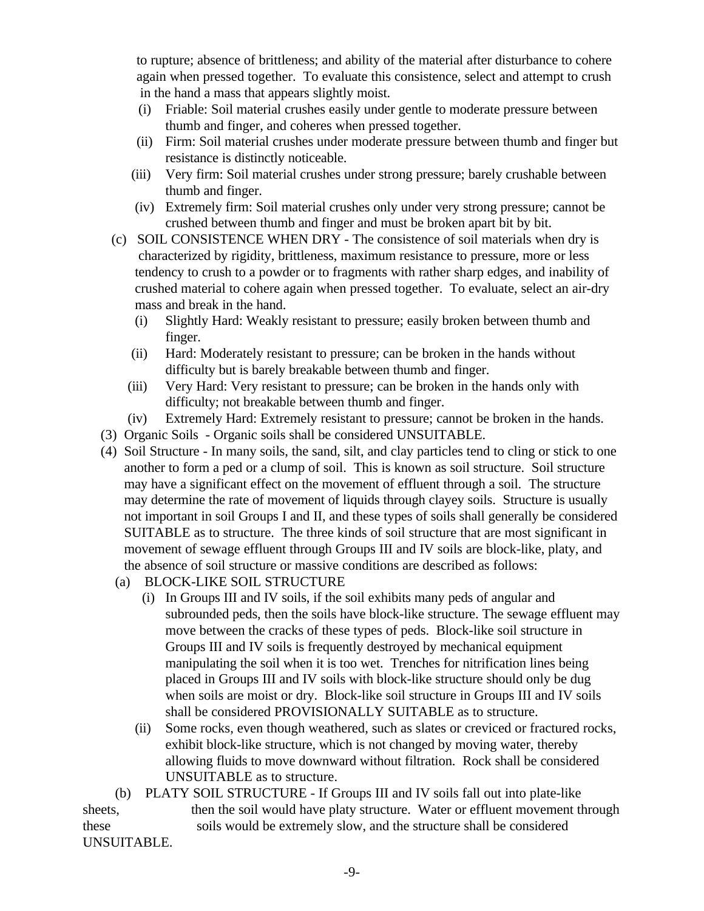to rupture; absence of brittleness; and ability of the material after disturbance to cohere again when pressed together. To evaluate this consistence, select and attempt to crush in the hand a mass that appears slightly moist.

- (i) Friable: Soil material crushes easily under gentle to moderate pressure between thumb and finger, and coheres when pressed together.
- (ii) Firm: Soil material crushes under moderate pressure between thumb and finger but resistance is distinctly noticeable.
- (iii) Very firm: Soil material crushes under strong pressure; barely crushable between thumb and finger.
- (iv) Extremely firm: Soil material crushes only under very strong pressure; cannot be crushed between thumb and finger and must be broken apart bit by bit.

(c) SOIL CONSISTENCE WHEN DRY - The consistence of soil materials when dry is characterized by rigidity, brittleness, maximum resistance to pressure, more or less tendency to crush to a powder or to fragments with rather sharp edges, and inability of crushed material to cohere again when pressed together. To evaluate, select an air-dry mass and break in the hand.

- (i) Slightly Hard: Weakly resistant to pressure; easily broken between thumb and finger.
- (ii) Hard: Moderately resistant to pressure; can be broken in the hands without difficulty but is barely breakable between thumb and finger.
- (iii) Very Hard: Very resistant to pressure; can be broken in the hands only with difficulty; not breakable between thumb and finger.
- (iv) Extremely Hard: Extremely resistant to pressure; cannot be broken in the hands.

(3) Organic Soils - Organic soils shall be considered UNSUITABLE.

(4) Soil Structure - In many soils, the sand, silt, and clay particles tend to cling or stick to one another to form a ped or a clump of soil. This is known as soil structure. Soil structure may have a significant effect on the movement of effluent through a soil. The structure may determine the rate of movement of liquids through clayey soils. Structure is usually not important in soil Groups I and II, and these types of soils shall generally be considered SUITABLE as to structure. The three kinds of soil structure that are most significant in movement of sewage effluent through Groups III and IV soils are block-like, platy, and the absence of soil structure or massive conditions are described as follows:

(a) BLOCK-LIKE SOIL STRUCTURE

- (i) In Groups III and IV soils, if the soil exhibits many peds of angular and subrounded peds, then the soils have block-like structure. The sewage effluent may move between the cracks of these types of peds. Block-like soil structure in Groups III and IV soils is frequently destroyed by mechanical equipment manipulating the soil when it is too wet. Trenches for nitrification lines being placed in Groups III and IV soils with block-like structure should only be dug when soils are moist or dry. Block-like soil structure in Groups III and IV soils shall be considered PROVISIONALLY SUITABLE as to structure.
- (ii) Some rocks, even though weathered, such as slates or creviced or fractured rocks, exhibit block-like structure, which is not changed by moving water, thereby allowing fluids to move downward without filtration. Rock shall be considered UNSUITABLE as to structure.

(b) PLATY SOIL STRUCTURE - If Groups III and IV soils fall out into plate-like sheets, then the soil would have platy structure. Water or effluent movement through these soils would be extremely slow, and the structure shall be considered UNSUITABLE.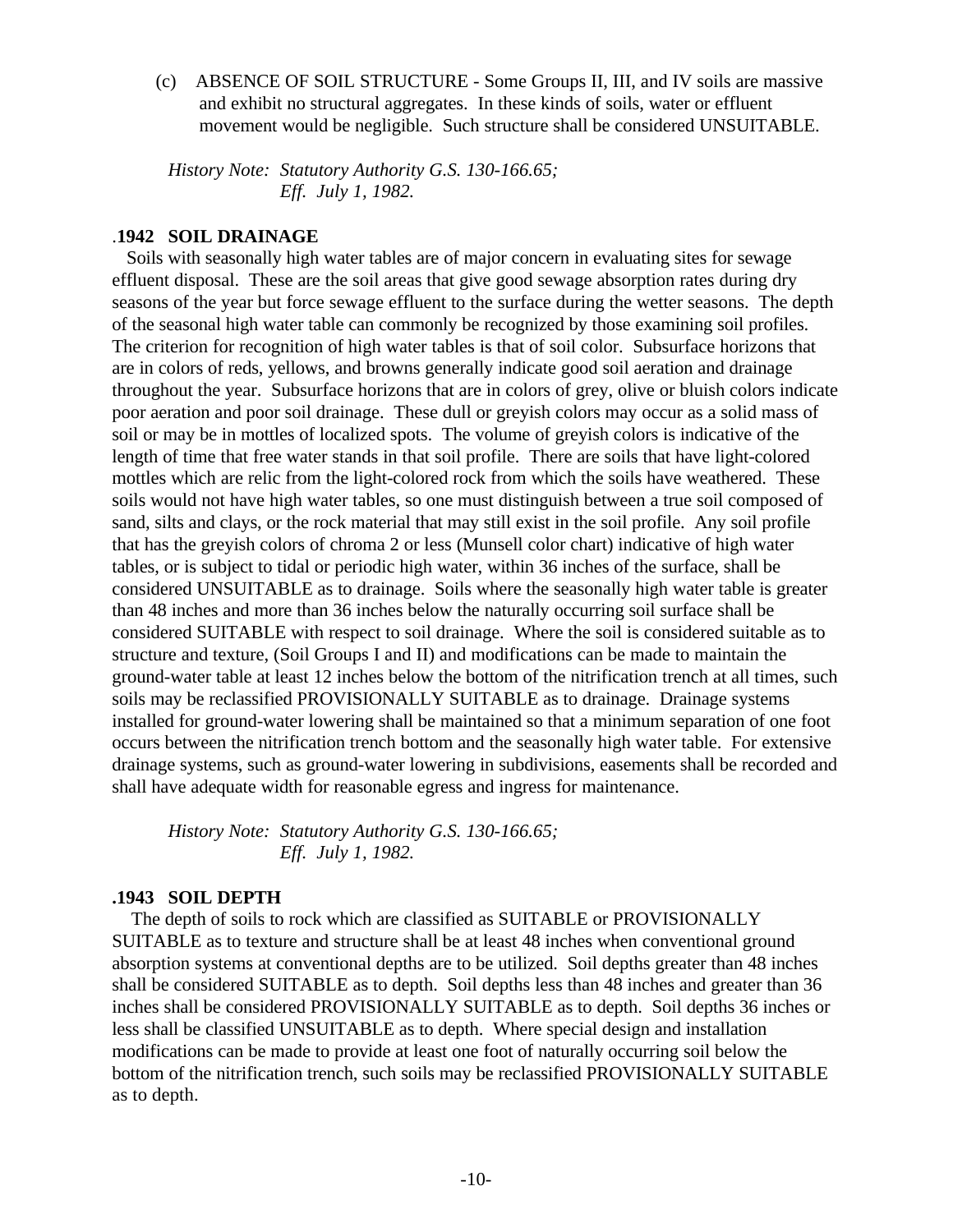(c) ABSENCE OF SOIL STRUCTURE - Some Groups II, III, and IV soils are massive and exhibit no structural aggregates. In these kinds of soils, water or effluent movement would be negligible. Such structure shall be considered UNSUITABLE.

*History Note: Statutory Authority G.S. 130-166.65;*
*Eff. July 1, 1982.*

### .1942 SOIL DRAINAGE

Soils with seasonally high water tables are of major concern in evaluating sites for sewage effluent disposal. These are the soil areas that give good sewage absorption rates during dry seasons of the year but force sewage effluent to the surface during the wetter seasons. The depth of the seasonal high water table can commonly be recognized by those examining soil profiles. The criterion for recognition of high water tables is that of soil color. Subsurface horizons that are in colors of reds, yellows, and browns generally indicate good soil aeration and drainage throughout the year. Subsurface horizons that are in colors of grey, olive or bluish colors indicate poor aeration and poor soil drainage. These dull or greyish colors may occur as a solid mass of soil or may be in mottles of localized spots. The volume of greyish colors is indicative of the length of time that free water stands in that soil profile. There are soils that have light-colored mottles which are relic from the light-colored rock from which the soils have weathered. These soils would not have high water tables, so one must distinguish between a true soil composed of sand, silts and clays, or the rock material that may still exist in the soil profile. Any soil profile that has the greyish colors of chroma 2 or less (Munsell color chart) indicative of high water tables, or is subject to tidal or periodic high water, within 36 inches of the surface, shall be considered UNSUITABLE as to drainage. Soils where the seasonally high water table is greater than 48 inches and more than 36 inches below the naturally occurring soil surface shall be considered SUITABLE with respect to soil drainage. Where the soil is considered suitable as to structure and texture, (Soil Groups I and II) and modifications can be made to maintain the ground-water table at least 12 inches below the bottom of the nitrification trench at all times, such soils may be reclassified PROVISIONALLY SUITABLE as to drainage. Drainage systems installed for ground-water lowering shall be maintained so that a minimum separation of one foot occurs between the nitrification trench bottom and the seasonally high water table. For extensive drainage systems, such as ground-water lowering in subdivisions, easements shall be recorded and shall have adequate width for reasonable egress and ingress for maintenance.

*History Note: Statutory Authority G.S. 130-166.65;*
*Eff. July 1, 1982.*

### .1943 SOIL DEPTH

The depth of soils to rock which are classified as SUITABLE or PROVISIONALLY SUITABLE as to texture and structure shall be at least 48 inches when conventional ground absorption systems at conventional depths are to be utilized. Soil depths greater than 48 inches shall be considered SUITABLE as to depth. Soil depths less than 48 inches and greater than 36 inches shall be considered PROVISIONALLY SUITABLE as to depth. Soil depths 36 inches or less shall be classified UNSUITABLE as to depth. Where special design and installation modifications can be made to provide at least one foot of naturally occurring soil below the bottom of the nitrification trench, such soils may be reclassified PROVISIONALLY SUITABLE as to depth.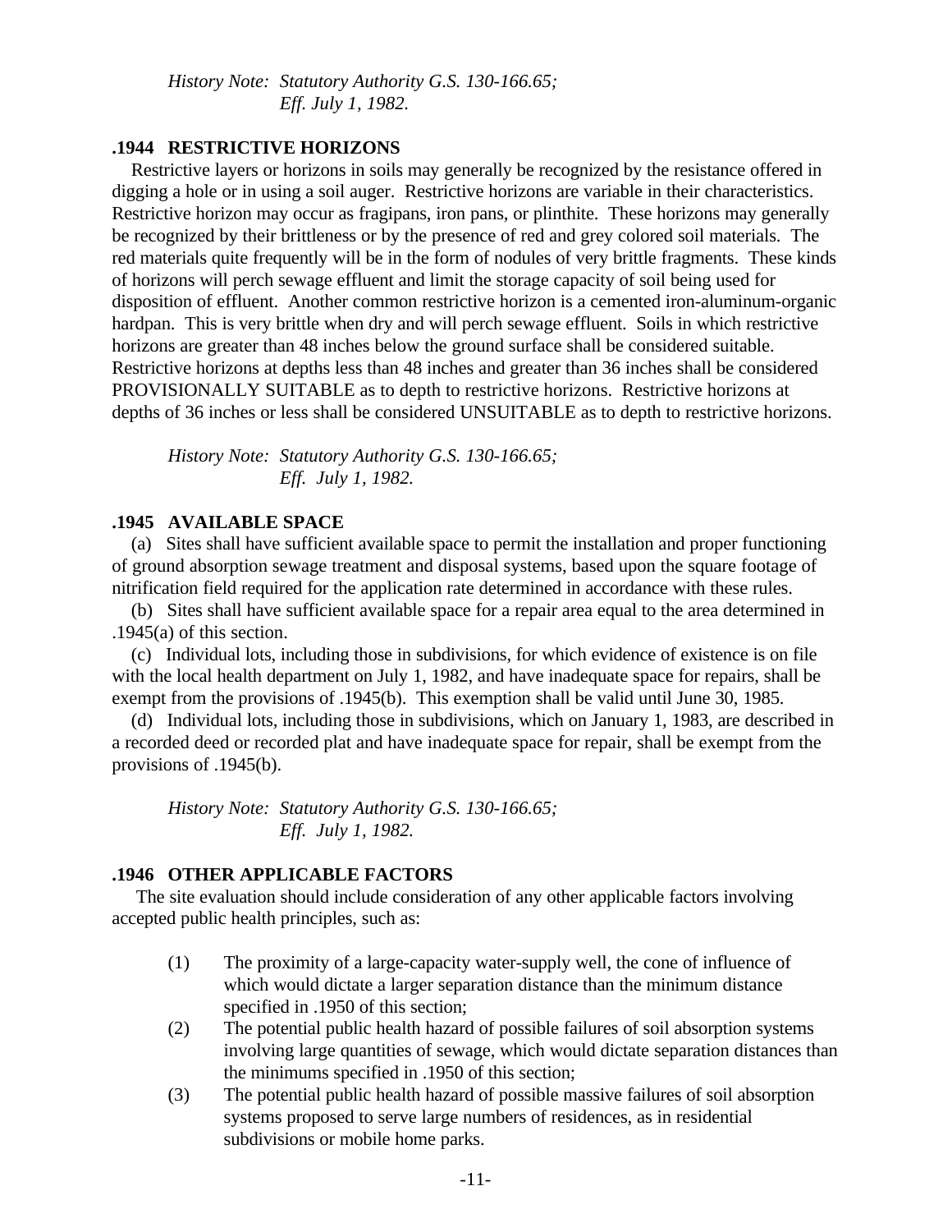*History Note: Statutory Authority G.S. 130-166.65;*
*Eff. July 1, 1982.*

### .1944 RESTRICTIVE HORIZONS

Restrictive layers or horizons in soils may generally be recognized by the resistance offered in digging a hole or in using a soil auger. Restrictive horizons are variable in their characteristics. Restrictive horizon may occur as fragipans, iron pans, or plinthite. These horizons may generally be recognized by their brittleness or by the presence of red and grey colored soil materials. The red materials quite frequently will be in the form of nodules of very brittle fragments. These kinds of horizons will perch sewage effluent and limit the storage capacity of soil being used for disposition of effluent. Another common restrictive horizon is a cemented iron-aluminum-organic hardpan. This is very brittle when dry and will perch sewage effluent. Soils in which restrictive horizons are greater than 48 inches below the ground surface shall be considered suitable. Restrictive horizons at depths less than 48 inches and greater than 36 inches shall be considered PROVISIONALLY SUITABLE as to depth to restrictive horizons. Restrictive horizons at depths of 36 inches or less shall be considered UNSUITABLE as to depth to restrictive horizons.

*History Note: Statutory Authority G.S. 130-166.65;*
*Eff. July 1, 1982.*

### .1945 AVAILABLE SPACE

(a) Sites shall have sufficient available space to permit the installation and proper functioning of ground absorption sewage treatment and disposal systems, based upon the square footage of nitrification field required for the application rate determined in accordance with these rules.

(b) Sites shall have sufficient available space for a repair area equal to the area determined in .1945(a) of this section.

(c) Individual lots, including those in subdivisions, for which evidence of existence is on file with the local health department on July 1, 1982, and have inadequate space for repairs, shall be exempt from the provisions of .1945(b). This exemption shall be valid until June 30, 1985.

(d) Individual lots, including those in subdivisions, which on January 1, 1983, are described in a recorded deed or recorded plat and have inadequate space for repair, shall be exempt from the provisions of .1945(b).

*History Note: Statutory Authority G.S. 130-166.65;*
*Eff. July 1, 1982.*

### .1946 OTHER APPLICABLE FACTORS

The site evaluation should include consideration of any other applicable factors involving accepted public health principles, such as:

(1) The proximity of a large-capacity water-supply well, the cone of influence of which would dictate a larger separation distance than the minimum distance specified in .1950 of this section;

(2) The potential public health hazard of possible failures of soil absorption systems involving large quantities of sewage, which would dictate separation distances than the minimums specified in .1950 of this section;

(3) The potential public health hazard of possible massive failures of soil absorption systems proposed to serve large numbers of residences, as in residential subdivisions or mobile home parks.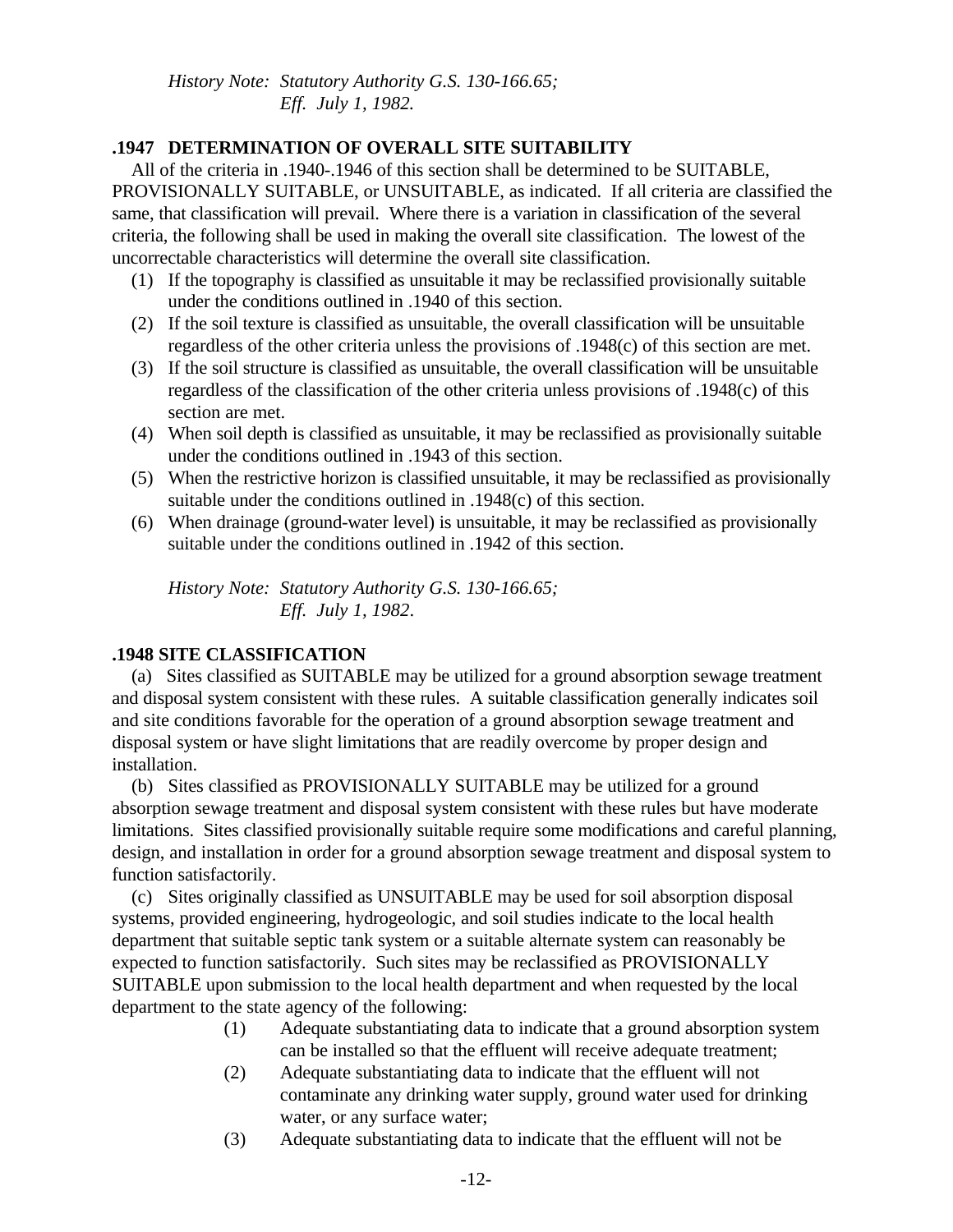*History Note: Statutory Authority G.S. 130-166.65;*
*Eff. July 1, 1982.*

**.1947 DETERMINATION OF OVERALL SITE SUITABILITY**

All of the criteria in .1940-.1946 of this section shall be determined to be SUITABLE, PROVISIONALLY SUITABLE, or UNSUITABLE, as indicated. If all criteria are classified the same, that classification will prevail. Where there is a variation in classification of the several criteria, the following shall be used in making the overall site classification. The lowest of the uncorrectable characteristics will determine the overall site classification.

(1) If the topography is classified as unsuitable it may be reclassified provisionally suitable under the conditions outlined in .1940 of this section.

(2) If the soil texture is classified as unsuitable, the overall classification will be unsuitable regardless of the other criteria unless the provisions of .1948(c) of this section are met.

(3) If the soil structure is classified as unsuitable, the overall classification will be unsuitable regardless of the classification of the other criteria unless provisions of .1948(c) of this section are met.

(4) When soil depth is classified as unsuitable, it may be reclassified as provisionally suitable under the conditions outlined in .1943 of this section.

(5) When the restrictive horizon is classified unsuitable, it may be reclassified as provisionally suitable under the conditions outlined in .1948(c) of this section.

(6) When drainage (ground-water level) is unsuitable, it may be reclassified as provisionally suitable under the conditions outlined in .1942 of this section.

*History Note: Statutory Authority G.S. 130-166.65;*
*Eff. July 1, 1982.*

**.1948 SITE CLASSIFICATION**

(a) Sites classified as SUITABLE may be utilized for a ground absorption sewage treatment and disposal system consistent with these rules. A suitable classification generally indicates soil and site conditions favorable for the operation of a ground absorption sewage treatment and disposal system or have slight limitations that are readily overcome by proper design and installation.

(b) Sites classified as PROVISIONALLY SUITABLE may be utilized for a ground absorption sewage treatment and disposal system consistent with these rules but have moderate limitations. Sites classified provisionally suitable require some modifications and careful planning, design, and installation in order for a ground absorption sewage treatment and disposal system to function satisfactorily.

(c) Sites originally classified as UNSUITABLE may be used for soil absorption disposal systems, provided engineering, hydrogeologic, and soil studies indicate to the local health department that suitable septic tank system or a suitable alternate system can reasonably be expected to function satisfactorily. Such sites may be reclassified as PROVISIONALLY SUITABLE upon submission to the local health department and when requested by the local department to the state agency of the following:

(1) Adequate substantiating data to indicate that a ground absorption system can be installed so that the effluent will receive adequate treatment;

(2) Adequate substantiating data to indicate that the effluent will not contaminate any drinking water supply, ground water used for drinking water, or any surface water;

(3) Adequate substantiating data to indicate that the effluent will not be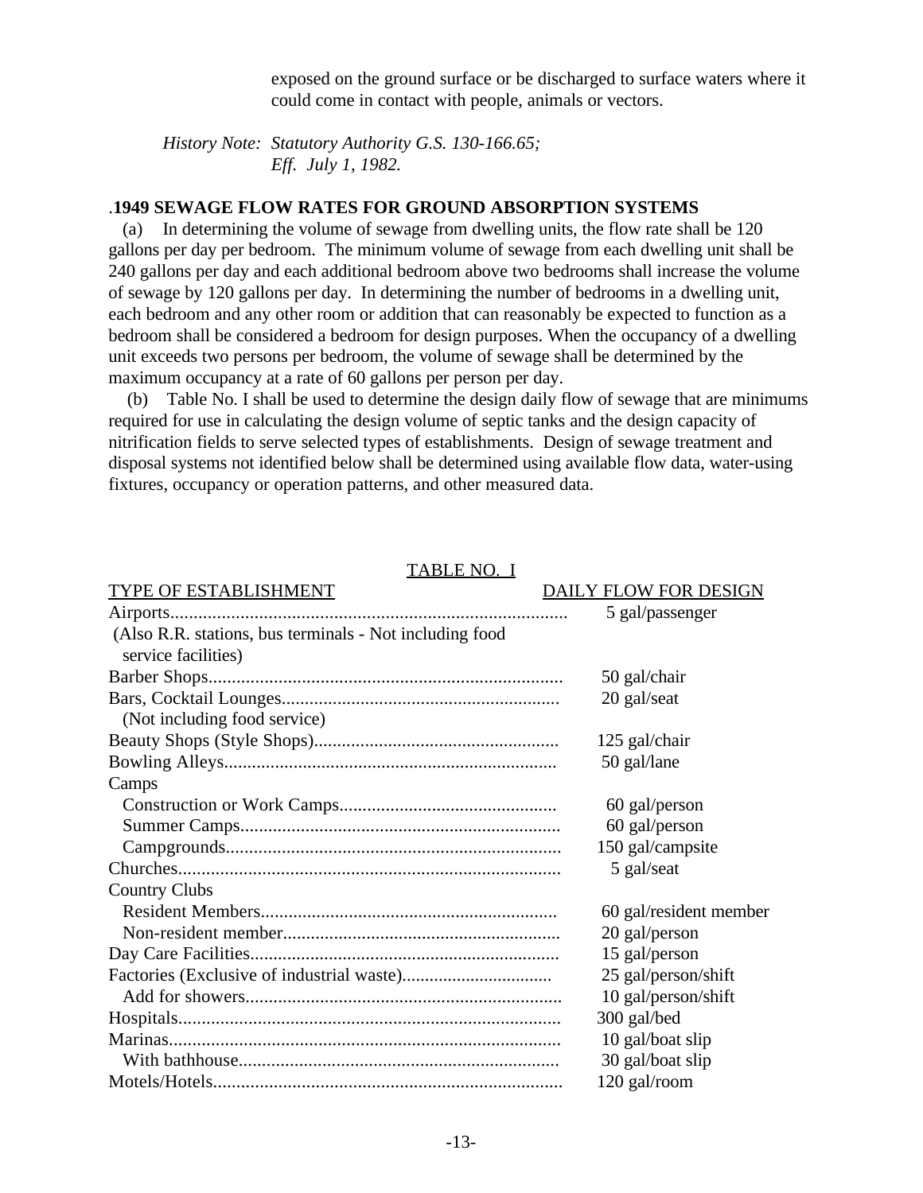exposed on the ground surface or be discharged to surface waters where it could come in contact with people, animals or vectors.

*History Note: Statutory Authority G.S. 130-166.65;*
*Eff. July 1, 1982.*

## .1949 SEWAGE FLOW RATES FOR GROUND ABSORPTION SYSTEMS

(a) In determining the volume of sewage from dwelling units, the flow rate shall be 120 gallons per day per bedroom. The minimum volume of sewage from each dwelling unit shall be 240 gallons per day and each additional bedroom above two bedrooms shall increase the volume of sewage by 120 gallons per day. In determining the number of bedrooms in a dwelling unit, each bedroom and any other room or addition that can reasonably be expected to function as a bedroom shall be considered a bedroom for design purposes. When the occupancy of a dwelling unit exceeds two persons per bedroom, the volume of sewage shall be determined by the maximum occupancy at a rate of 60 gallons per person per day.

(b) Table No. I shall be used to determine the design daily flow of sewage that are minimums required for use in calculating the design volume of septic tanks and the design capacity of nitrification fields to serve selected types of establishments. Design of sewage treatment and disposal systems not identified below shall be determined using available flow data, water-using fixtures, occupancy or operation patterns, and other measured data.

TABLE NO. I

| TYPE OF ESTABLISHMENT | DAILY FLOW FOR DESIGN |
|---|---|
| Airports (Also R.R. stations, bus terminals - Not including food service facilities) | 5 gal/passenger |
| Barber Shops | 50 gal/chair |
| Bars, Cocktail Lounges (Not including food service) | 20 gal/seat |
| Beauty Shops (Style Shops) | 125 gal/chair |
| Bowling Alleys | 50 gal/lane |
| Camps | |
| Construction or Work Camps | 60 gal/person |
| Summer Camps | 60 gal/person |
| Campgrounds | 150 gal/campsite |
| Churches | 5 gal/seat |
| Country Clubs | |
| Resident Members | 60 gal/resident member |
| Non-resident member | 20 gal/person |
| Day Care Facilities | 15 gal/person |
| Factories (Exclusive of industrial waste) | 25 gal/person/shift |
| Add for showers | 10 gal/person/shift |
| Hospitals | 300 gal/bed |
| Marinas | 10 gal/boat slip |
| With bathhouse | 30 gal/boat slip |
| Motels/Hotels | 120 gal/room |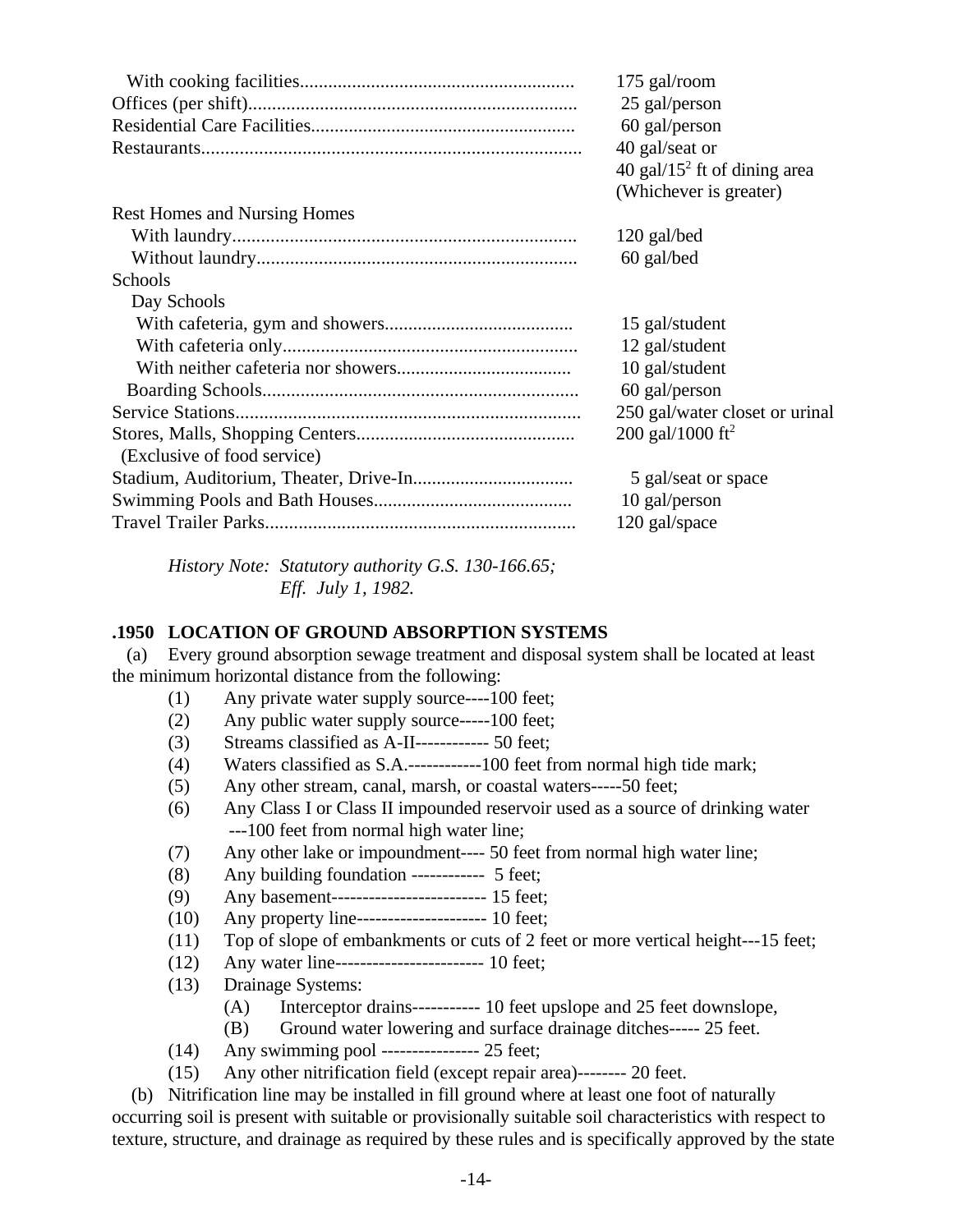| | |
|---|---|
| With cooking facilities......................................................... | 175 gal/room |
| Offices (per shift).................................................................... | 25 gal/person |
| Residential Care Facilities....................................................... | 60 gal/person |
| Restaurants.............................................................................. | 40 gal/seat or<br>40 gal/$15^2$ ft of dining area<br>(Whichever is greater) |
| Rest Homes and Nursing Homes | |
| With laundry........................................................................ | 120 gal/bed |
| Without laundry.................................................................. | 60 gal/bed |
| Schools | |
| Day Schools | |
| With cafeteria, gym and showers....................................... | 15 gal/student |
| With cafeteria only............................................................. | 12 gal/student |
| With neither cafeteria nor showers.................................... | 10 gal/student |
| Boarding Schools.................................................................. | 60 gal/person |
| Service Stations........................................................................ | 250 gal/water closet or urinal |
| Stores, Malls, Shopping Centers.............................................<br>(Exclusive of food service) | 200 gal/1000 $ft^2$ |
| Stadium, Auditorium, Theater, Drive-In.................................. | 5 gal/seat or space |
| Swimming Pools and Bath Houses......................................... | 10 gal/person |
| Travel Trailer Parks................................................................ | 120 gal/space |

*History Note: Statutory authority G.S. 130-166.65;*
*Eff. July 1, 1982.*

### .1950 LOCATION OF GROUND ABSORPTION SYSTEMS

(a) Every ground absorption sewage treatment and disposal system shall be located at least the minimum horizontal distance from the following:

- (1) Any private water supply source----100 feet;
- (2) Any public water supply source-----100 feet;
- (3) Streams classified as A-II------------ 50 feet;
- (4) Waters classified as S.A.------------100 feet from normal high tide mark;
- (5) Any other stream, canal, marsh, or coastal waters-----50 feet;
- (6) Any Class I or Class II impounded reservoir used as a source of drinking water ---100 feet from normal high water line;
- (7) Any other lake or impoundment---- 50 feet from normal high water line;
- (8) Any building foundation ------------ 5 feet;
- (9) Any basement------------------------- 15 feet;
- (10) Any property line--------------------- 10 feet;
- (11) Top of slope of embankments or cuts of 2 feet or more vertical height---15 feet;
- (12) Any water line------------------------ 10 feet;
- (13) Drainage Systems:
  - (A) Interceptor drains----------- 10 feet upslope and 25 feet downslope,
  - (B) Ground water lowering and surface drainage ditches----- 25 feet.
- (14) Any swimming pool ---------------- 25 feet;
- (15) Any other nitrification field (except repair area)-------- 20 feet.

(b) Nitrification line may be installed in fill ground where at least one foot of naturally occurring soil is present with suitable or provisionally suitable soil characteristics with respect to texture, structure, and drainage as required by these rules and is specifically approved by the state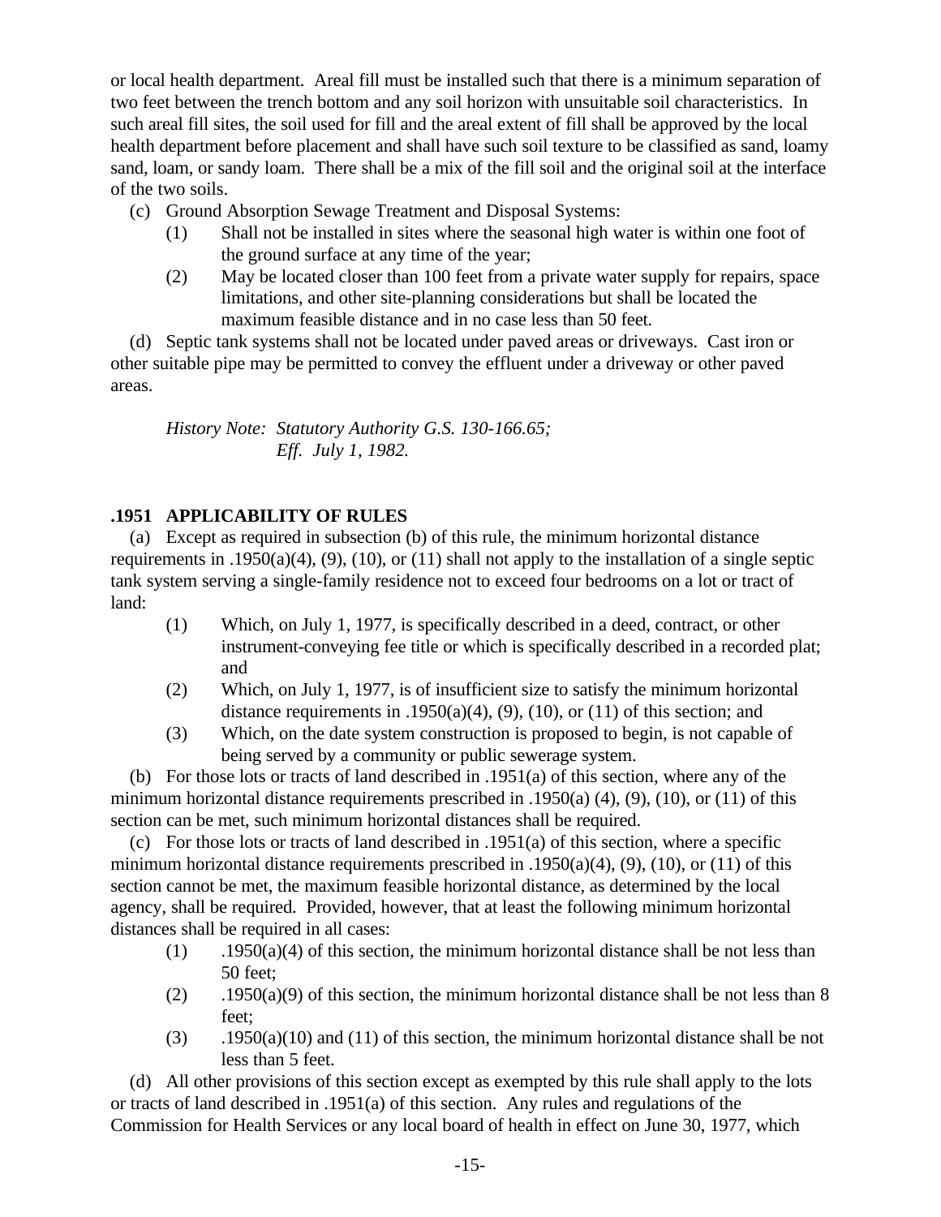or local health department. Areal fill must be installed such that there is a minimum separation of two feet between the trench bottom and any soil horizon with unsuitable soil characteristics. In such areal fill sites, the soil used for fill and the areal extent of fill shall be approved by the local health department before placement and shall have such soil texture to be classified as sand, loamy sand, loam, or sandy loam. There shall be a mix of the fill soil and the original soil at the interface of the two soils.

(c) Ground Absorption Sewage Treatment and Disposal Systems:

(1) Shall not be installed in sites where the seasonal high water is within one foot of the ground surface at any time of the year;

(2) May be located closer than 100 feet from a private water supply for repairs, space limitations, and other site-planning considerations but shall be located the maximum feasible distance and in no case less than 50 feet.

(d) Septic tank systems shall not be located under paved areas or driveways. Cast iron or other suitable pipe may be permitted to convey the effluent under a driveway or other paved areas.

*History Note: Statutory Authority G.S. 130-166.65;*
*Eff. July 1, 1982.*

### .1951 APPLICABILITY OF RULES

(a) Except as required in subsection (b) of this rule, the minimum horizontal distance requirements in .1950(a)(4), (9), (10), or (11) shall not apply to the installation of a single septic tank system serving a single-family residence not to exceed four bedrooms on a lot or tract of land:

(1) Which, on July 1, 1977, is specifically described in a deed, contract, or other instrument-conveying fee title or which is specifically described in a recorded plat; and

(2) Which, on July 1, 1977, is of insufficient size to satisfy the minimum horizontal distance requirements in .1950(a)(4), (9), (10), or (11) of this section; and

(3) Which, on the date system construction is proposed to begin, is not capable of being served by a community or public sewerage system.

(b) For those lots or tracts of land described in .1951(a) of this section, where any of the minimum horizontal distance requirements prescribed in .1950(a) (4), (9), (10), or (11) of this section can be met, such minimum horizontal distances shall be required.

(c) For those lots or tracts of land described in .1951(a) of this section, where a specific minimum horizontal distance requirements prescribed in .1950(a)(4), (9), (10), or (11) of this section cannot be met, the maximum feasible horizontal distance, as determined by the local agency, shall be required. Provided, however, that at least the following minimum horizontal distances shall be required in all cases:

(1) .1950(a)(4) of this section, the minimum horizontal distance shall be not less than 50 feet;

(2) .1950(a)(9) of this section, the minimum horizontal distance shall be not less than 8 feet;

(3) .1950(a)(10) and (11) of this section, the minimum horizontal distance shall be not less than 5 feet.

(d) All other provisions of this section except as exempted by this rule shall apply to the lots or tracts of land described in .1951(a) of this section. Any rules and regulations of the Commission for Health Services or any local board of health in effect on June 30, 1977, which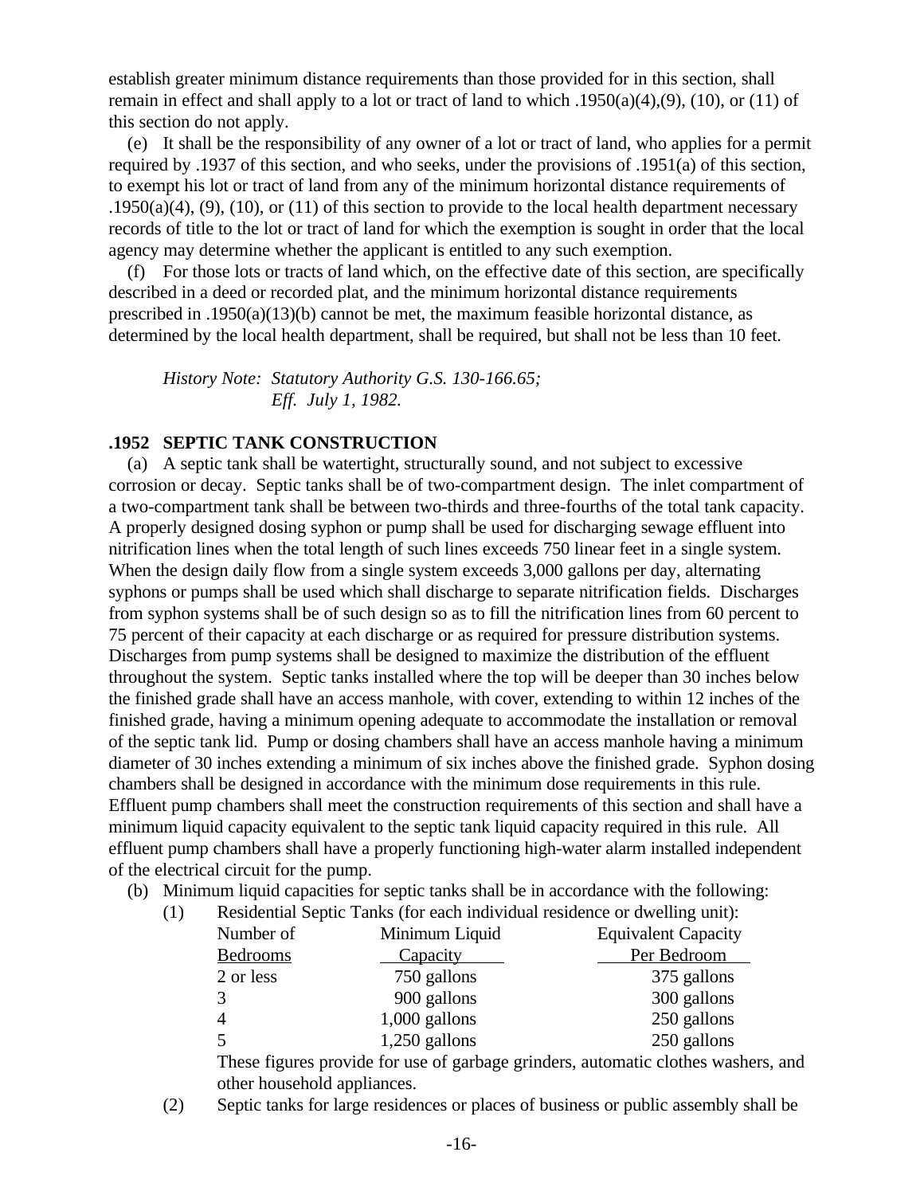establish greater minimum distance requirements than those provided for in this section, shall remain in effect and shall apply to a lot or tract of land to which .1950(a)(4),(9), (10), or (11) of this section do not apply.

(e) It shall be the responsibility of any owner of a lot or tract of land, who applies for a permit required by .1937 of this section, and who seeks, under the provisions of .1951(a) of this section, to exempt his lot or tract of land from any of the minimum horizontal distance requirements of .1950(a)(4), (9), (10), or (11) of this section to provide to the local health department necessary records of title to the lot or tract of land for which the exemption is sought in order that the local agency may determine whether the applicant is entitled to any such exemption.

(f) For those lots or tracts of land which, on the effective date of this section, are specifically described in a deed or recorded plat, and the minimum horizontal distance requirements prescribed in .1950(a)(13)(b) cannot be met, the maximum feasible horizontal distance, as determined by the local health department, shall be required, but shall not be less than 10 feet.

*History Note: Statutory Authority G.S. 130-166.65;*
*Eff. July 1, 1982.*

### .1952 SEPTIC TANK CONSTRUCTION

(a) A septic tank shall be watertight, structurally sound, and not subject to excessive corrosion or decay. Septic tanks shall be of two-compartment design. The inlet compartment of a two-compartment tank shall be between two-thirds and three-fourths of the total tank capacity. A properly designed dosing syphon or pump shall be used for discharging sewage effluent into nitrification lines when the total length of such lines exceeds 750 linear feet in a single system. When the design daily flow from a single system exceeds 3,000 gallons per day, alternating syphons or pumps shall be used which shall discharge to separate nitrification fields. Discharges from syphon systems shall be of such design so as to fill the nitrification lines from 60 percent to 75 percent of their capacity at each discharge or as required for pressure distribution systems. Discharges from pump systems shall be designed to maximize the distribution of the effluent throughout the system. Septic tanks installed where the top will be deeper than 30 inches below the finished grade shall have an access manhole, with cover, extending to within 12 inches of the finished grade, having a minimum opening adequate to accommodate the installation or removal of the septic tank lid. Pump or dosing chambers shall have an access manhole having a minimum diameter of 30 inches extending a minimum of six inches above the finished grade. Syphon dosing chambers shall be designed in accordance with the minimum dose requirements in this rule. Effluent pump chambers shall meet the construction requirements of this section and shall have a minimum liquid capacity equivalent to the septic tank liquid capacity required in this rule. All effluent pump chambers shall have a properly functioning high-water alarm installed independent of the electrical circuit for the pump.

(b) Minimum liquid capacities for septic tanks shall be in accordance with the following:

(1) Residential Septic Tanks (for each individual residence or dwelling unit):

| Number of Bedrooms | Minimum Liquid Capacity | Equivalent Capacity Per Bedroom |
|---|---|---|
| 2 or less | 750 gallons | 375 gallons |
| 3 | 900 gallons | 300 gallons |
| 4 | 1,000 gallons | 250 gallons |
| 5 | 1,250 gallons | 250 gallons |

These figures provide for use of garbage grinders, automatic clothes washers, and other household appliances.

(2) Septic tanks for large residences or places of business or public assembly shall be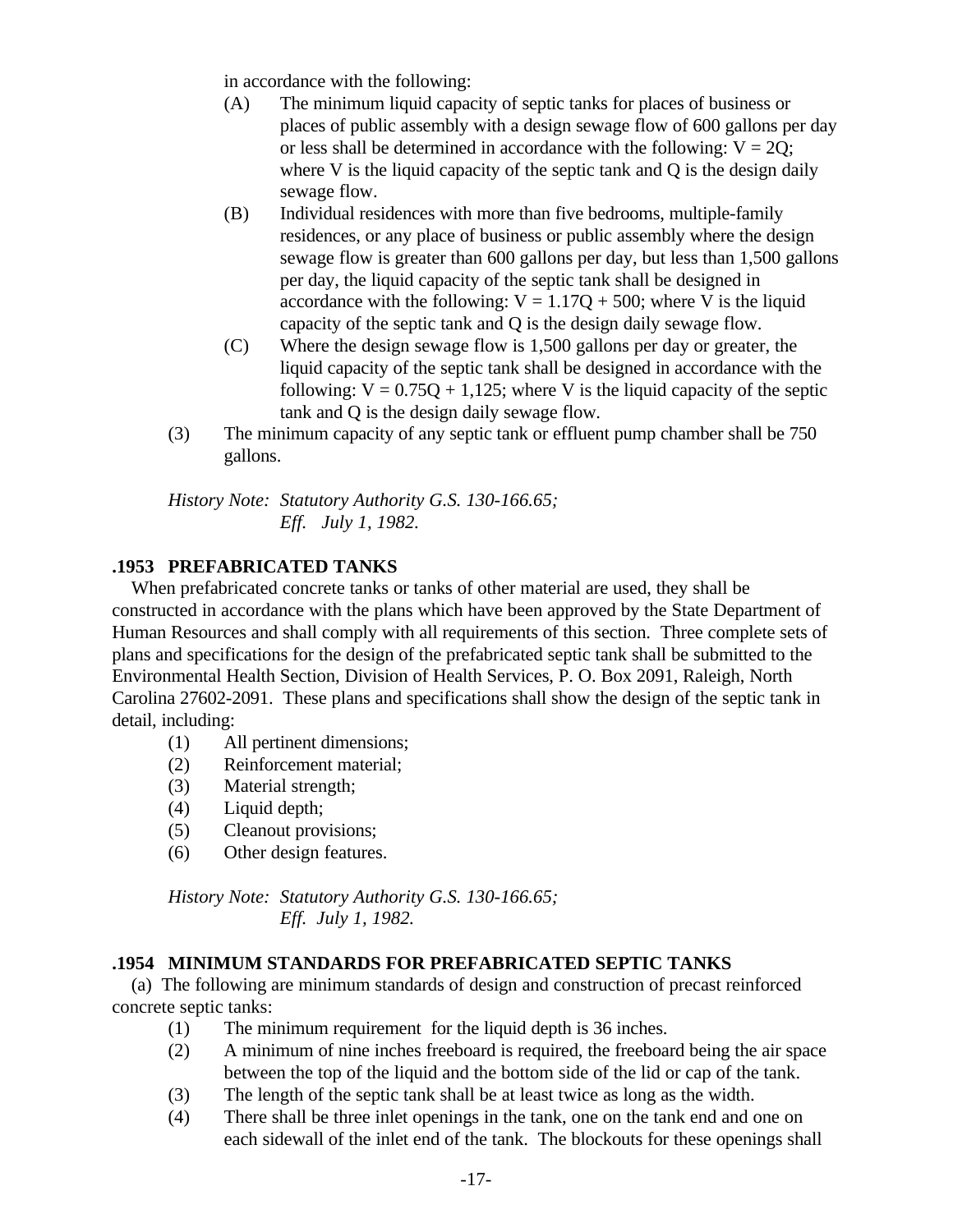in accordance with the following:

(A) The minimum liquid capacity of septic tanks for places of business or places of public assembly with a design sewage flow of 600 gallons per day or less shall be determined in accordance with the following: $V = 2Q$; where V is the liquid capacity of the septic tank and Q is the design daily sewage flow.

(B) Individual residences with more than five bedrooms, multiple-family residences, or any place of business or public assembly where the design sewage flow is greater than 600 gallons per day, but less than 1,500 gallons per day, the liquid capacity of the septic tank shall be designed in accordance with the following: $V = 1.17Q + 500$; where V is the liquid capacity of the septic tank and Q is the design daily sewage flow.

(C) Where the design sewage flow is 1,500 gallons per day or greater, the liquid capacity of the septic tank shall be designed in accordance with the following: $V = 0.75Q + 1{,}125$; where V is the liquid capacity of the septic tank and Q is the design daily sewage flow.

(3) The minimum capacity of any septic tank or effluent pump chamber shall be 750 gallons.

*History Note: Statutory Authority G.S. 130-166.65;*
*Eff. July 1, 1982.*

### .1953 PREFABRICATED TANKS

When prefabricated concrete tanks or tanks of other material are used, they shall be constructed in accordance with the plans which have been approved by the State Department of Human Resources and shall comply with all requirements of this section. Three complete sets of plans and specifications for the design of the prefabricated septic tank shall be submitted to the Environmental Health Section, Division of Health Services, P. O. Box 2091, Raleigh, North Carolina 27602-2091. These plans and specifications shall show the design of the septic tank in detail, including:

(1) All pertinent dimensions;
(2) Reinforcement material;
(3) Material strength;
(4) Liquid depth;
(5) Cleanout provisions;
(6) Other design features.

*History Note: Statutory Authority G.S. 130-166.65;*
*Eff. July 1, 1982.*

### .1954 MINIMUM STANDARDS FOR PREFABRICATED SEPTIC TANKS

(a) The following are minimum standards of design and construction of precast reinforced concrete septic tanks:

(1) The minimum requirement for the liquid depth is 36 inches.
(2) A minimum of nine inches freeboard is required, the freeboard being the air space between the top of the liquid and the bottom side of the lid or cap of the tank.
(3) The length of the septic tank shall be at least twice as long as the width.
(4) There shall be three inlet openings in the tank, one on the tank end and one on each sidewall of the inlet end of the tank. The blockouts for these openings shall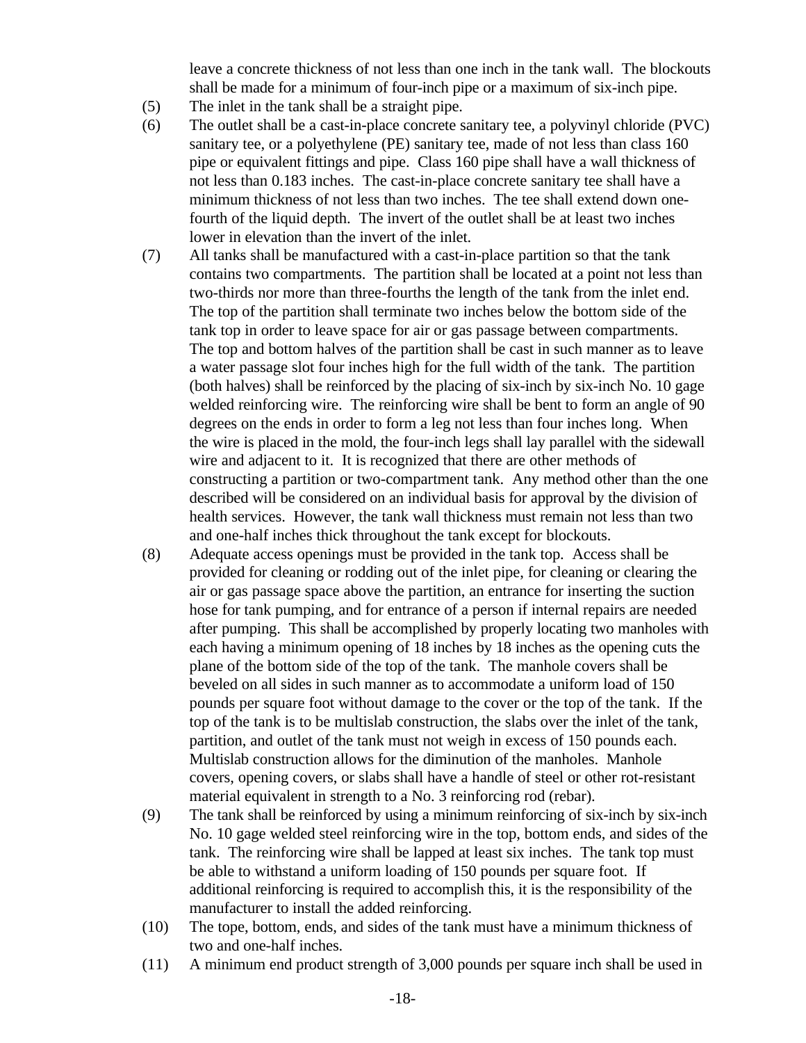leave a concrete thickness of not less than one inch in the tank wall. The blockouts shall be made for a minimum of four-inch pipe or a maximum of six-inch pipe.

(5) The inlet in the tank shall be a straight pipe.

(6) The outlet shall be a cast-in-place concrete sanitary tee, a polyvinyl chloride (PVC) sanitary tee, or a polyethylene (PE) sanitary tee, made of not less than class 160 pipe or equivalent fittings and pipe. Class 160 pipe shall have a wall thickness of not less than 0.183 inches. The cast-in-place concrete sanitary tee shall have a minimum thickness of not less than two inches. The tee shall extend down one-fourth of the liquid depth. The invert of the outlet shall be at least two inches lower in elevation than the invert of the inlet.

(7) All tanks shall be manufactured with a cast-in-place partition so that the tank contains two compartments. The partition shall be located at a point not less than two-thirds nor more than three-fourths the length of the tank from the inlet end. The top of the partition shall terminate two inches below the bottom side of the tank top in order to leave space for air or gas passage between compartments. The top and bottom halves of the partition shall be cast in such manner as to leave a water passage slot four inches high for the full width of the tank. The partition (both halves) shall be reinforced by the placing of six-inch by six-inch No. 10 gage welded reinforcing wire. The reinforcing wire shall be bent to form an angle of 90 degrees on the ends in order to form a leg not less than four inches long. When the wire is placed in the mold, the four-inch legs shall lay parallel with the sidewall wire and adjacent to it. It is recognized that there are other methods of constructing a partition or two-compartment tank. Any method other than the one described will be considered on an individual basis for approval by the division of health services. However, the tank wall thickness must remain not less than two and one-half inches thick throughout the tank except for blockouts.

(8) Adequate access openings must be provided in the tank top. Access shall be provided for cleaning or rodding out of the inlet pipe, for cleaning or clearing the air or gas passage space above the partition, an entrance for inserting the suction hose for tank pumping, and for entrance of a person if internal repairs are needed after pumping. This shall be accomplished by properly locating two manholes with each having a minimum opening of 18 inches by 18 inches as the opening cuts the plane of the bottom side of the top of the tank. The manhole covers shall be beveled on all sides in such manner as to accommodate a uniform load of 150 pounds per square foot without damage to the cover or the top of the tank. If the top of the tank is to be multislab construction, the slabs over the inlet of the tank, partition, and outlet of the tank must not weigh in excess of 150 pounds each. Multislab construction allows for the diminution of the manholes. Manhole covers, opening covers, or slabs shall have a handle of steel or other rot-resistant material equivalent in strength to a No. 3 reinforcing rod (rebar).

(9) The tank shall be reinforced by using a minimum reinforcing of six-inch by six-inch No. 10 gage welded steel reinforcing wire in the top, bottom ends, and sides of the tank. The reinforcing wire shall be lapped at least six inches. The tank top must be able to withstand a uniform loading of 150 pounds per square foot. If additional reinforcing is required to accomplish this, it is the responsibility of the manufacturer to install the added reinforcing.

(10) The tope, bottom, ends, and sides of the tank must have a minimum thickness of two and one-half inches.

(11) A minimum end product strength of 3,000 pounds per square inch shall be used in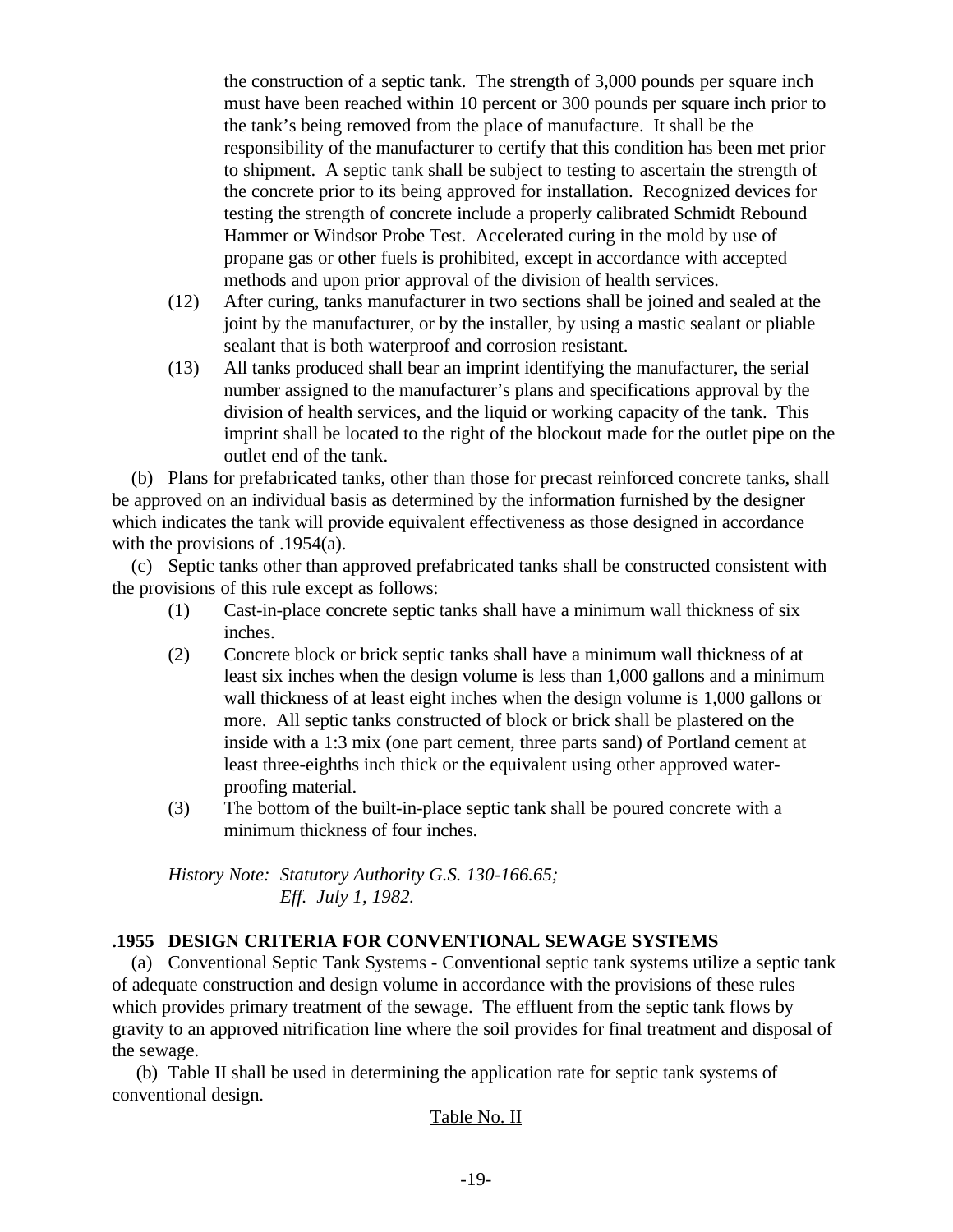the construction of a septic tank. The strength of 3,000 pounds per square inch must have been reached within 10 percent or 300 pounds per square inch prior to the tank's being removed from the place of manufacture. It shall be the responsibility of the manufacturer to certify that this condition has been met prior to shipment. A septic tank shall be subject to testing to ascertain the strength of the concrete prior to its being approved for installation. Recognized devices for testing the strength of concrete include a properly calibrated Schmidt Rebound Hammer or Windsor Probe Test. Accelerated curing in the mold by use of propane gas or other fuels is prohibited, except in accordance with accepted methods and upon prior approval of the division of health services.

(12) After curing, tanks manufacturer in two sections shall be joined and sealed at the joint by the manufacturer, or by the installer, by using a mastic sealant or pliable sealant that is both waterproof and corrosion resistant.

(13) All tanks produced shall bear an imprint identifying the manufacturer, the serial number assigned to the manufacturer's plans and specifications approval by the division of health services, and the liquid or working capacity of the tank. This imprint shall be located to the right of the blockout made for the outlet pipe on the outlet end of the tank.

(b) Plans for prefabricated tanks, other than those for precast reinforced concrete tanks, shall be approved on an individual basis as determined by the information furnished by the designer which indicates the tank will provide equivalent effectiveness as those designed in accordance with the provisions of .1954(a).

(c) Septic tanks other than approved prefabricated tanks shall be constructed consistent with the provisions of this rule except as follows:

(1) Cast-in-place concrete septic tanks shall have a minimum wall thickness of six inches.

(2) Concrete block or brick septic tanks shall have a minimum wall thickness of at least six inches when the design volume is less than 1,000 gallons and a minimum wall thickness of at least eight inches when the design volume is 1,000 gallons or more. All septic tanks constructed of block or brick shall be plastered on the inside with a 1:3 mix (one part cement, three parts sand) of Portland cement at least three-eighths inch thick or the equivalent using other approved water-proofing material.

(3) The bottom of the built-in-place septic tank shall be poured concrete with a minimum thickness of four inches.

*History Note: Statutory Authority G.S. 130-166.65;*
*Eff. July 1, 1982.*

### .1955 DESIGN CRITERIA FOR CONVENTIONAL SEWAGE SYSTEMS

(a) Conventional Septic Tank Systems - Conventional septic tank systems utilize a septic tank of adequate construction and design volume in accordance with the provisions of these rules which provides primary treatment of the sewage. The effluent from the septic tank flows by gravity to an approved nitrification line where the soil provides for final treatment and disposal of the sewage.

(b) Table II shall be used in determining the application rate for septic tank systems of conventional design.

Table No. II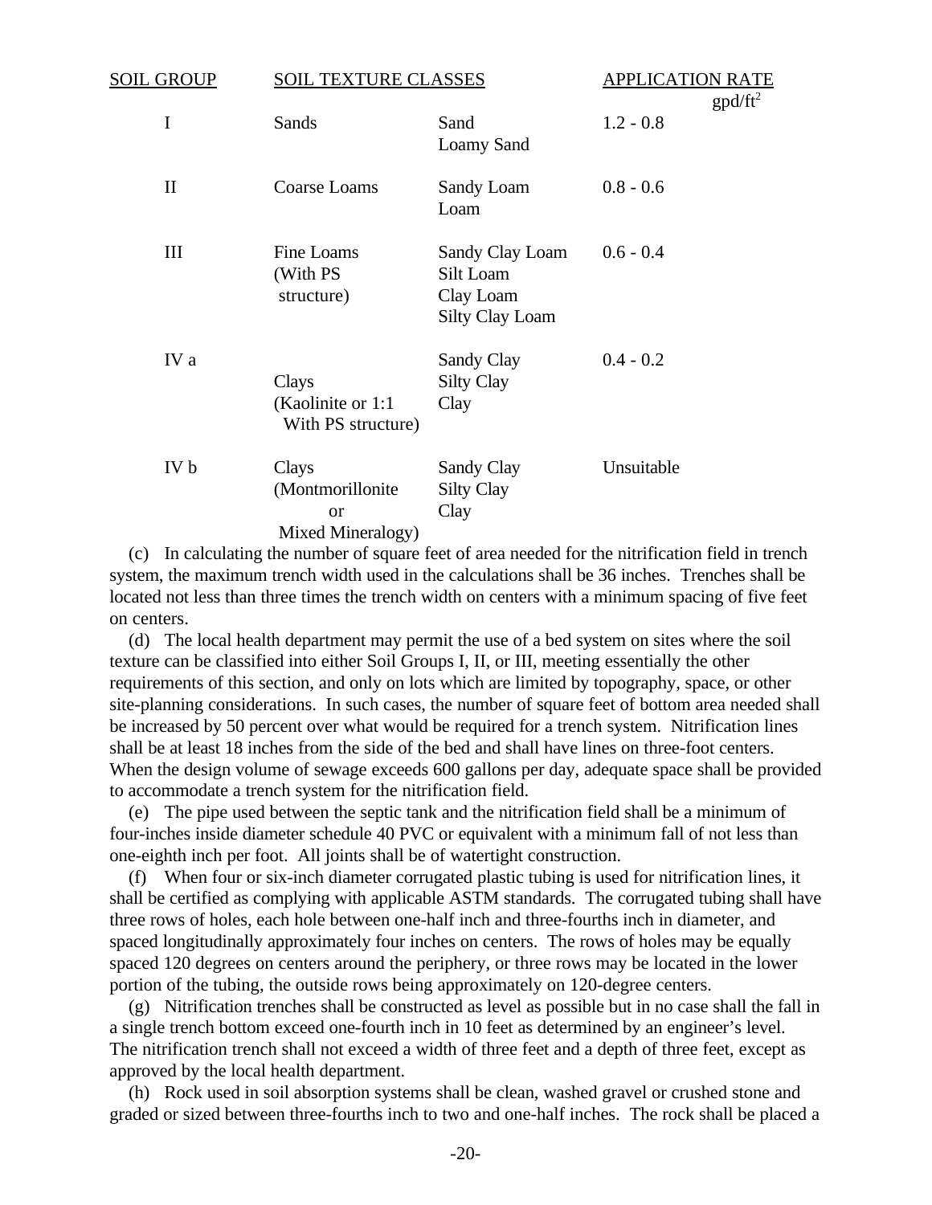| SOIL GROUP | SOIL TEXTURE CLASSES | | APPLICATION RATE gpd/ft$^2$ |
|---|---|---|---|
| I | Sands | Sand<br>Loamy Sand | 1.2 - 0.8 |
| II | Coarse Loams | Sandy Loam<br>Loam | 0.8 - 0.6 |
| III | Fine Loams (With PS structure) | Sandy Clay Loam<br>Silt Loam<br>Clay Loam<br>Silty Clay Loam | 0.6 - 0.4 |
| IV a | Clays (Kaolinite or 1:1 With PS structure) | Sandy Clay<br>Silty Clay<br>Clay | 0.4 - 0.2 |
| IV b | Clays (Montmorillonite or Mixed Mineralogy) | Sandy Clay<br>Silty Clay<br>Clay | Unsuitable |

(c) In calculating the number of square feet of area needed for the nitrification field in trench system, the maximum trench width used in the calculations shall be 36 inches. Trenches shall be located not less than three times the trench width on centers with a minimum spacing of five feet on centers.

(d) The local health department may permit the use of a bed system on sites where the soil texture can be classified into either Soil Groups I, II, or III, meeting essentially the other requirements of this section, and only on lots which are limited by topography, space, or other site-planning considerations. In such cases, the number of square feet of bottom area needed shall be increased by 50 percent over what would be required for a trench system. Nitrification lines shall be at least 18 inches from the side of the bed and shall have lines on three-foot centers. When the design volume of sewage exceeds 600 gallons per day, adequate space shall be provided to accommodate a trench system for the nitrification field.

(e) The pipe used between the septic tank and the nitrification field shall be a minimum of four-inches inside diameter schedule 40 PVC or equivalent with a minimum fall of not less than one-eighth inch per foot. All joints shall be of watertight construction.

(f) When four or six-inch diameter corrugated plastic tubing is used for nitrification lines, it shall be certified as complying with applicable ASTM standards. The corrugated tubing shall have three rows of holes, each hole between one-half inch and three-fourths inch in diameter, and spaced longitudinally approximately four inches on centers. The rows of holes may be equally spaced 120 degrees on centers around the periphery, or three rows may be located in the lower portion of the tubing, the outside rows being approximately on 120-degree centers.

(g) Nitrification trenches shall be constructed as level as possible but in no case shall the fall in a single trench bottom exceed one-fourth inch in 10 feet as determined by an engineer's level. The nitrification trench shall not exceed a width of three feet and a depth of three feet, except as approved by the local health department.

(h) Rock used in soil absorption systems shall be clean, washed gravel or crushed stone and graded or sized between three-fourths inch to two and one-half inches. The rock shall be placed a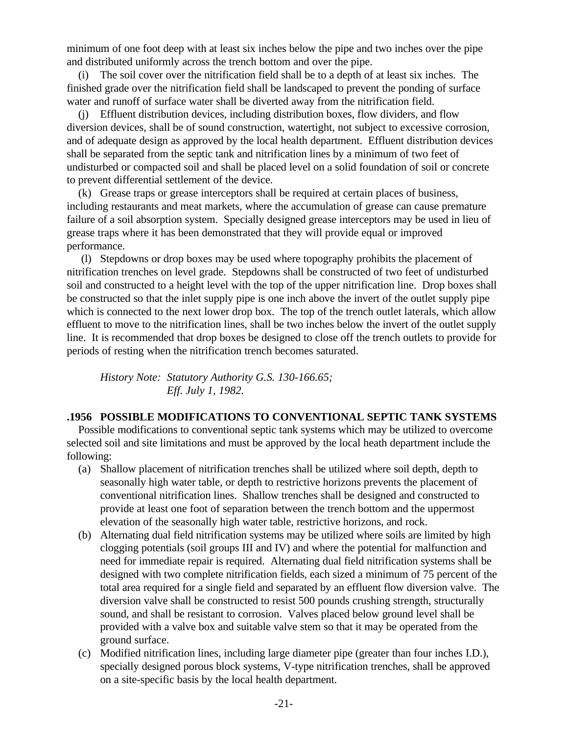minimum of one foot deep with at least six inches below the pipe and two inches over the pipe and distributed uniformly across the trench bottom and over the pipe.

(i) The soil cover over the nitrification field shall be to a depth of at least six inches. The finished grade over the nitrification field shall be landscaped to prevent the ponding of surface water and runoff of surface water shall be diverted away from the nitrification field.

(j) Effluent distribution devices, including distribution boxes, flow dividers, and flow diversion devices, shall be of sound construction, watertight, not subject to excessive corrosion, and of adequate design as approved by the local health department. Effluent distribution devices shall be separated from the septic tank and nitrification lines by a minimum of two feet of undisturbed or compacted soil and shall be placed level on a solid foundation of soil or concrete to prevent differential settlement of the device.

(k) Grease traps or grease interceptors shall be required at certain places of business, including restaurants and meat markets, where the accumulation of grease can cause premature failure of a soil absorption system. Specially designed grease interceptors may be used in lieu of grease traps where it has been demonstrated that they will provide equal or improved performance.

(l) Stepdowns or drop boxes may be used where topography prohibits the placement of nitrification trenches on level grade. Stepdowns shall be constructed of two feet of undisturbed soil and constructed to a height level with the top of the upper nitrification line. Drop boxes shall be constructed so that the inlet supply pipe is one inch above the invert of the outlet supply pipe which is connected to the next lower drop box. The top of the trench outlet laterals, which allow effluent to move to the nitrification lines, shall be two inches below the invert of the outlet supply line. It is recommended that drop boxes be designed to close off the trench outlets to provide for periods of resting when the nitrification trench becomes saturated.

*History Note: Statutory Authority G.S. 130-166.65;*
*Eff. July 1, 1982.*

**.1956 POSSIBLE MODIFICATIONS TO CONVENTIONAL SEPTIC TANK SYSTEMS**

Possible modifications to conventional septic tank systems which may be utilized to overcome selected soil and site limitations and must be approved by the local heath department include the following:

(a) Shallow placement of nitrification trenches shall be utilized where soil depth, depth to seasonally high water table, or depth to restrictive horizons prevents the placement of conventional nitrification lines. Shallow trenches shall be designed and constructed to provide at least one foot of separation between the trench bottom and the uppermost elevation of the seasonally high water table, restrictive horizons, and rock.

(b) Alternating dual field nitrification systems may be utilized where soils are limited by high clogging potentials (soil groups III and IV) and where the potential for malfunction and need for immediate repair is required. Alternating dual field nitrification systems shall be designed with two complete nitrification fields, each sized a minimum of 75 percent of the total area required for a single field and separated by an effluent flow diversion valve. The diversion valve shall be constructed to resist 500 pounds crushing strength, structurally sound, and shall be resistant to corrosion. Valves placed below ground level shall be provided with a valve box and suitable valve stem so that it may be operated from the ground surface.

(c) Modified nitrification lines, including large diameter pipe (greater than four inches I.D.), specially designed porous block systems, V-type nitrification trenches, shall be approved on a site-specific basis by the local health department.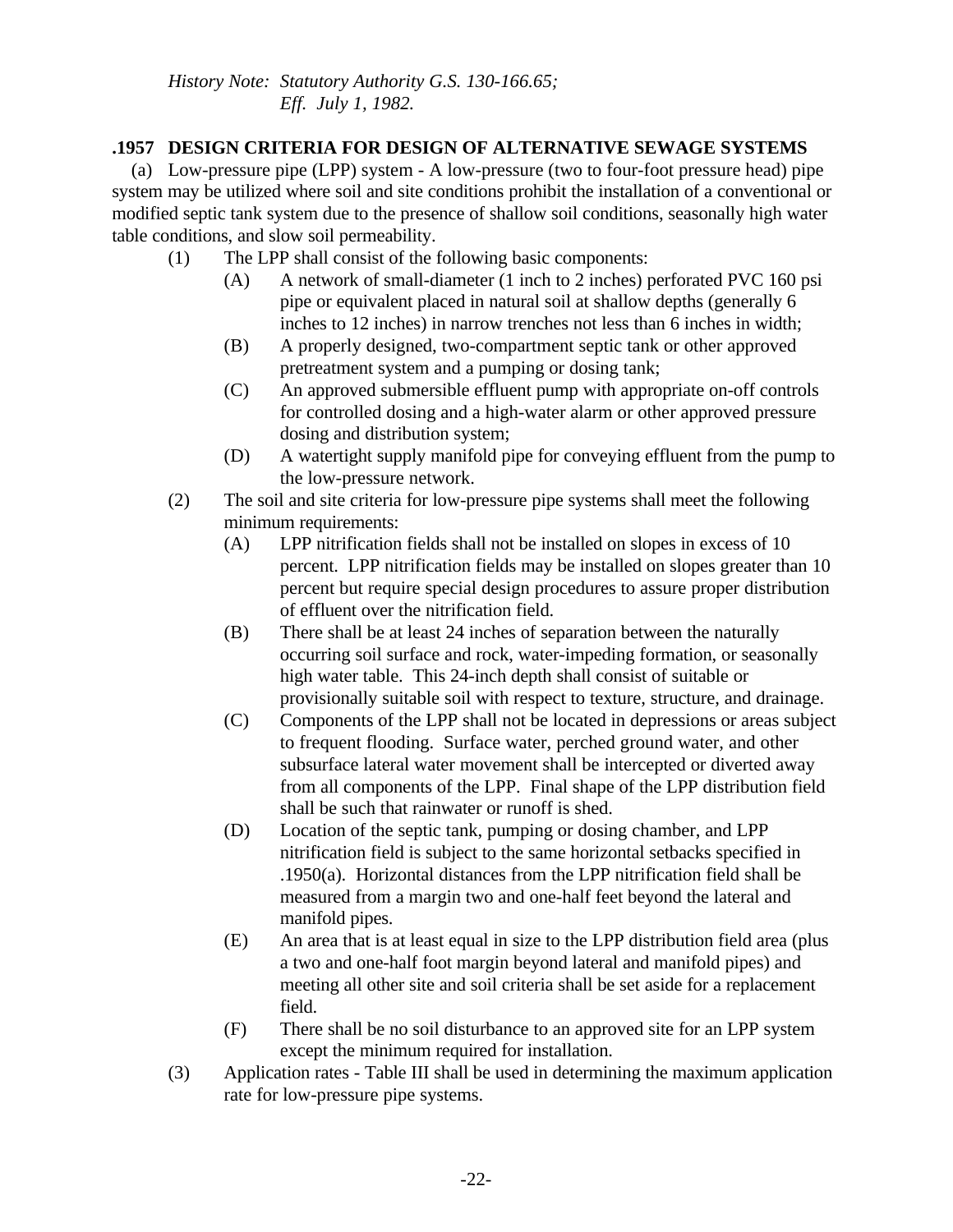*History Note: Statutory Authority G.S. 130-166.65;*
*Eff. July 1, 1982.*

## .1957 DESIGN CRITERIA FOR DESIGN OF ALTERNATIVE SEWAGE SYSTEMS

(a) Low-pressure pipe (LPP) system - A low-pressure (two to four-foot pressure head) pipe system may be utilized where soil and site conditions prohibit the installation of a conventional or modified septic tank system due to the presence of shallow soil conditions, seasonally high water table conditions, and slow soil permeability.

- (1) The LPP shall consist of the following basic components:
  - (A) A network of small-diameter (1 inch to 2 inches) perforated PVC 160 psi pipe or equivalent placed in natural soil at shallow depths (generally 6 inches to 12 inches) in narrow trenches not less than 6 inches in width;
  - (B) A properly designed, two-compartment septic tank or other approved pretreatment system and a pumping or dosing tank;
  - (C) An approved submersible effluent pump with appropriate on-off controls for controlled dosing and a high-water alarm or other approved pressure dosing and distribution system;
  - (D) A watertight supply manifold pipe for conveying effluent from the pump to the low-pressure network.
- (2) The soil and site criteria for low-pressure pipe systems shall meet the following minimum requirements:
  - (A) LPP nitrification fields shall not be installed on slopes in excess of 10 percent. LPP nitrification fields may be installed on slopes greater than 10 percent but require special design procedures to assure proper distribution of effluent over the nitrification field.
  - (B) There shall be at least 24 inches of separation between the naturally occurring soil surface and rock, water-impeding formation, or seasonally high water table. This 24-inch depth shall consist of suitable or provisionally suitable soil with respect to texture, structure, and drainage.
  - (C) Components of the LPP shall not be located in depressions or areas subject to frequent flooding. Surface water, perched ground water, and other subsurface lateral water movement shall be intercepted or diverted away from all components of the LPP. Final shape of the LPP distribution field shall be such that rainwater or runoff is shed.
  - (D) Location of the septic tank, pumping or dosing chamber, and LPP nitrification field is subject to the same horizontal setbacks specified in .1950(a). Horizontal distances from the LPP nitrification field shall be measured from a margin two and one-half feet beyond the lateral and manifold pipes.
  - (E) An area that is at least equal in size to the LPP distribution field area (plus a two and one-half foot margin beyond lateral and manifold pipes) and meeting all other site and soil criteria shall be set aside for a replacement field.
  - (F) There shall be no soil disturbance to an approved site for an LPP system except the minimum required for installation.
- (3) Application rates - Table III shall be used in determining the maximum application rate for low-pressure pipe systems.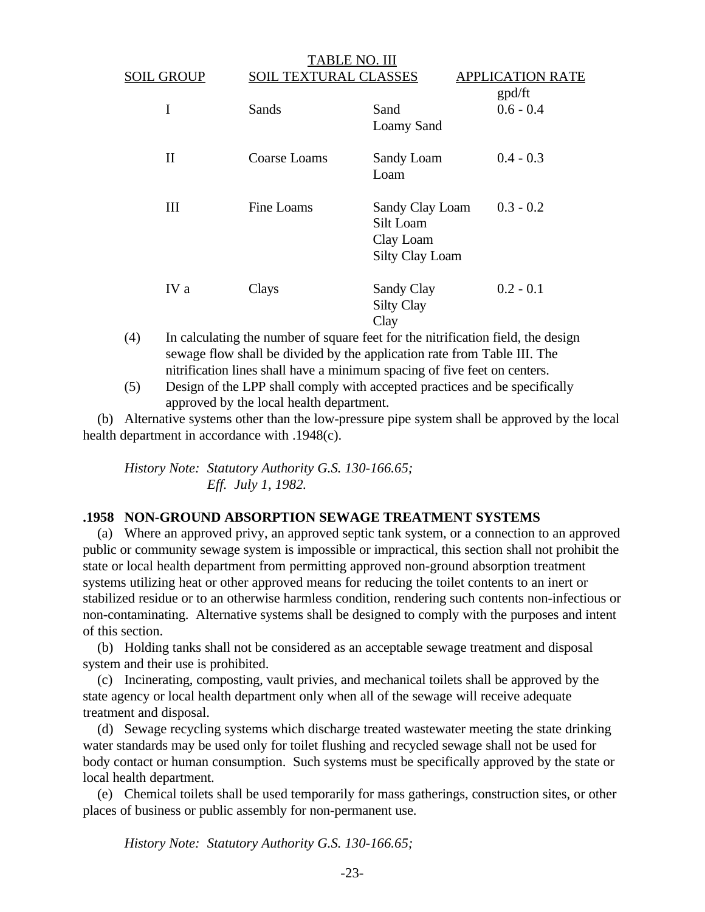TABLE NO. III

| SOIL GROUP | SOIL TEXTURAL CLASSES | | APPLICATION RATE gpd/ft |
|---|---|---|---|
| I | Sands | Sand<br>Loamy Sand | 0.6 - 0.4 |
| II | Coarse Loams | Sandy Loam<br>Loam | 0.4 - 0.3 |
| III | Fine Loams | Sandy Clay Loam<br>Silt Loam<br>Clay Loam<br>Silty Clay Loam | 0.3 - 0.2 |
| IV a | Clays | Sandy Clay<br>Silty Clay<br>Clay | 0.2 - 0.1 |

(4) In calculating the number of square feet for the nitrification field, the design sewage flow shall be divided by the application rate from Table III. The nitrification lines shall have a minimum spacing of five feet on centers.

(5) Design of the LPP shall comply with accepted practices and be specifically approved by the local health department.

(b) Alternative systems other than the low-pressure pipe system shall be approved by the local health department in accordance with .1948(c).

*History Note: Statutory Authority G.S. 130-166.65;*
*Eff. July 1, 1982.*

**.1958 NON-GROUND ABSORPTION SEWAGE TREATMENT SYSTEMS**

(a) Where an approved privy, an approved septic tank system, or a connection to an approved public or community sewage system is impossible or impractical, this section shall not prohibit the state or local health department from permitting approved non-ground absorption treatment systems utilizing heat or other approved means for reducing the toilet contents to an inert or stabilized residue or to an otherwise harmless condition, rendering such contents non-infectious or non-contaminating. Alternative systems shall be designed to comply with the purposes and intent of this section.

(b) Holding tanks shall not be considered as an acceptable sewage treatment and disposal system and their use is prohibited.

(c) Incinerating, composting, vault privies, and mechanical toilets shall be approved by the state agency or local health department only when all of the sewage will receive adequate treatment and disposal.

(d) Sewage recycling systems which discharge treated wastewater meeting the state drinking water standards may be used only for toilet flushing and recycled sewage shall not be used for body contact or human consumption. Such systems must be specifically approved by the state or local health department.

(e) Chemical toilets shall be used temporarily for mass gatherings, construction sites, or other places of business or public assembly for non-permanent use.

*History Note: Statutory Authority G.S. 130-166.65;*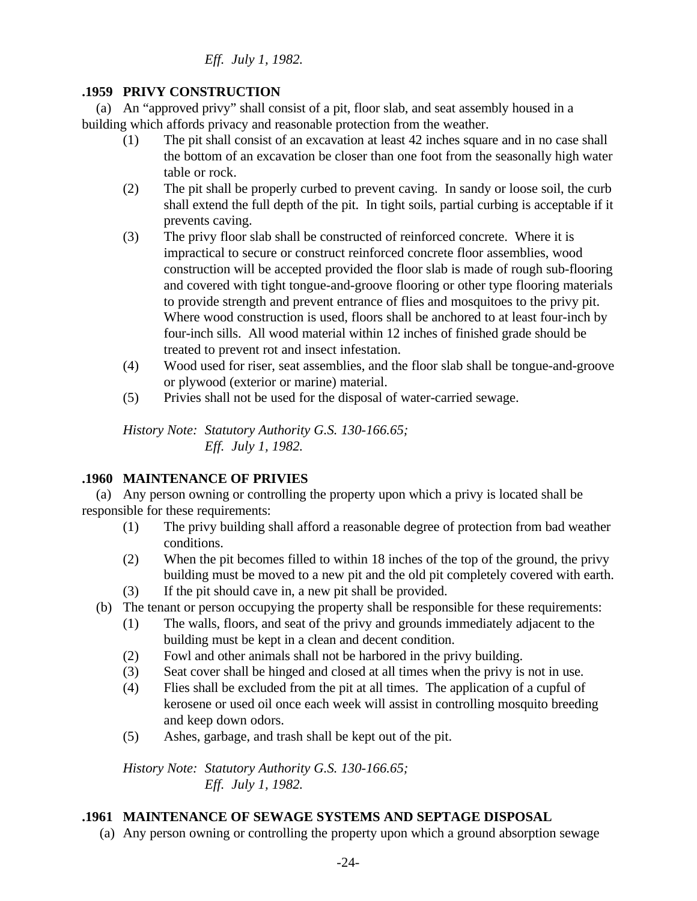*Eff. July 1, 1982.*

**.1959 PRIVY CONSTRUCTION**

(a) An "approved privy" shall consist of a pit, floor slab, and seat assembly housed in a building which affords privacy and reasonable protection from the weather.

(1) The pit shall consist of an excavation at least 42 inches square and in no case shall the bottom of an excavation be closer than one foot from the seasonally high water table or rock.

(2) The pit shall be properly curbed to prevent caving. In sandy or loose soil, the curb shall extend the full depth of the pit. In tight soils, partial curbing is acceptable if it prevents caving.

(3) The privy floor slab shall be constructed of reinforced concrete. Where it is impractical to secure or construct reinforced concrete floor assemblies, wood construction will be accepted provided the floor slab is made of rough sub-flooring and covered with tight tongue-and-groove flooring or other type flooring materials to provide strength and prevent entrance of flies and mosquitoes to the privy pit. Where wood construction is used, floors shall be anchored to at least four-inch by four-inch sills. All wood material within 12 inches of finished grade should be treated to prevent rot and insect infestation.

(4) Wood used for riser, seat assemblies, and the floor slab shall be tongue-and-groove or plywood (exterior or marine) material.

(5) Privies shall not be used for the disposal of water-carried sewage.

*History Note: Statutory Authority G.S. 130-166.65;*
*Eff. July 1, 1982.*

**.1960 MAINTENANCE OF PRIVIES**

(a) Any person owning or controlling the property upon which a privy is located shall be responsible for these requirements:

(1) The privy building shall afford a reasonable degree of protection from bad weather conditions.

(2) When the pit becomes filled to within 18 inches of the top of the ground, the privy building must be moved to a new pit and the old pit completely covered with earth.

(3) If the pit should cave in, a new pit shall be provided.

(b) The tenant or person occupying the property shall be responsible for these requirements:

(1) The walls, floors, and seat of the privy and grounds immediately adjacent to the building must be kept in a clean and decent condition.

(2) Fowl and other animals shall not be harbored in the privy building.

(3) Seat cover shall be hinged and closed at all times when the privy is not in use.

(4) Flies shall be excluded from the pit at all times. The application of a cupful of kerosene or used oil once each week will assist in controlling mosquito breeding and keep down odors.

(5) Ashes, garbage, and trash shall be kept out of the pit.

*History Note: Statutory Authority G.S. 130-166.65;*
*Eff. July 1, 1982.*

**.1961 MAINTENANCE OF SEWAGE SYSTEMS AND SEPTAGE DISPOSAL**

(a) Any person owning or controlling the property upon which a ground absorption sewage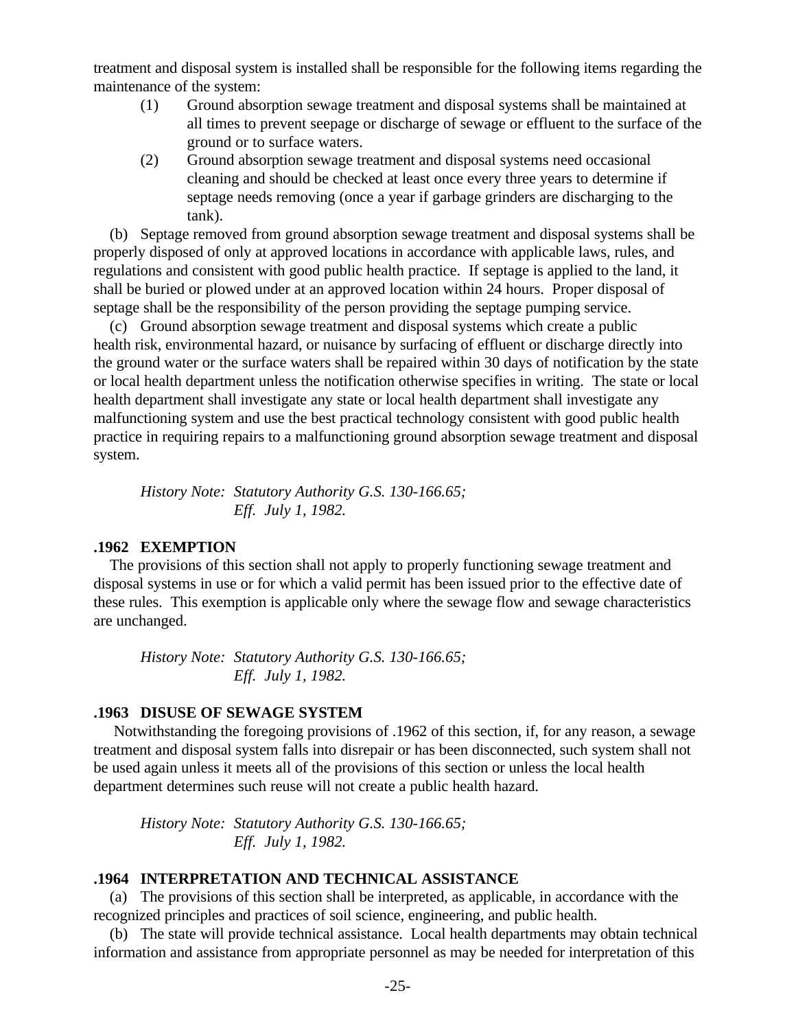treatment and disposal system is installed shall be responsible for the following items regarding the maintenance of the system:

(1) Ground absorption sewage treatment and disposal systems shall be maintained at all times to prevent seepage or discharge of sewage or effluent to the surface of the ground or to surface waters.

(2) Ground absorption sewage treatment and disposal systems need occasional cleaning and should be checked at least once every three years to determine if septage needs removing (once a year if garbage grinders are discharging to the tank).

(b) Septage removed from ground absorption sewage treatment and disposal systems shall be properly disposed of only at approved locations in accordance with applicable laws, rules, and regulations and consistent with good public health practice. If septage is applied to the land, it shall be buried or plowed under at an approved location within 24 hours. Proper disposal of septage shall be the responsibility of the person providing the septage pumping service.

(c) Ground absorption sewage treatment and disposal systems which create a public health risk, environmental hazard, or nuisance by surfacing of effluent or discharge directly into the ground water or the surface waters shall be repaired within 30 days of notification by the state or local health department unless the notification otherwise specifies in writing. The state or local health department shall investigate any state or local health department shall investigate any malfunctioning system and use the best practical technology consistent with good public health practice in requiring repairs to a malfunctioning ground absorption sewage treatment and disposal system.

*History Note: Statutory Authority G.S. 130-166.65;*
*Eff. July 1, 1982.*

### .1962 EXEMPTION

The provisions of this section shall not apply to properly functioning sewage treatment and disposal systems in use or for which a valid permit has been issued prior to the effective date of these rules. This exemption is applicable only where the sewage flow and sewage characteristics are unchanged.

*History Note: Statutory Authority G.S. 130-166.65;*
*Eff. July 1, 1982.*

### .1963 DISUSE OF SEWAGE SYSTEM

Notwithstanding the foregoing provisions of .1962 of this section, if, for any reason, a sewage treatment and disposal system falls into disrepair or has been disconnected, such system shall not be used again unless it meets all of the provisions of this section or unless the local health department determines such reuse will not create a public health hazard.

*History Note: Statutory Authority G.S. 130-166.65;*
*Eff. July 1, 1982.*

### .1964 INTERPRETATION AND TECHNICAL ASSISTANCE

(a) The provisions of this section shall be interpreted, as applicable, in accordance with the recognized principles and practices of soil science, engineering, and public health.

(b) The state will provide technical assistance. Local health departments may obtain technical information and assistance from appropriate personnel as may be needed for interpretation of this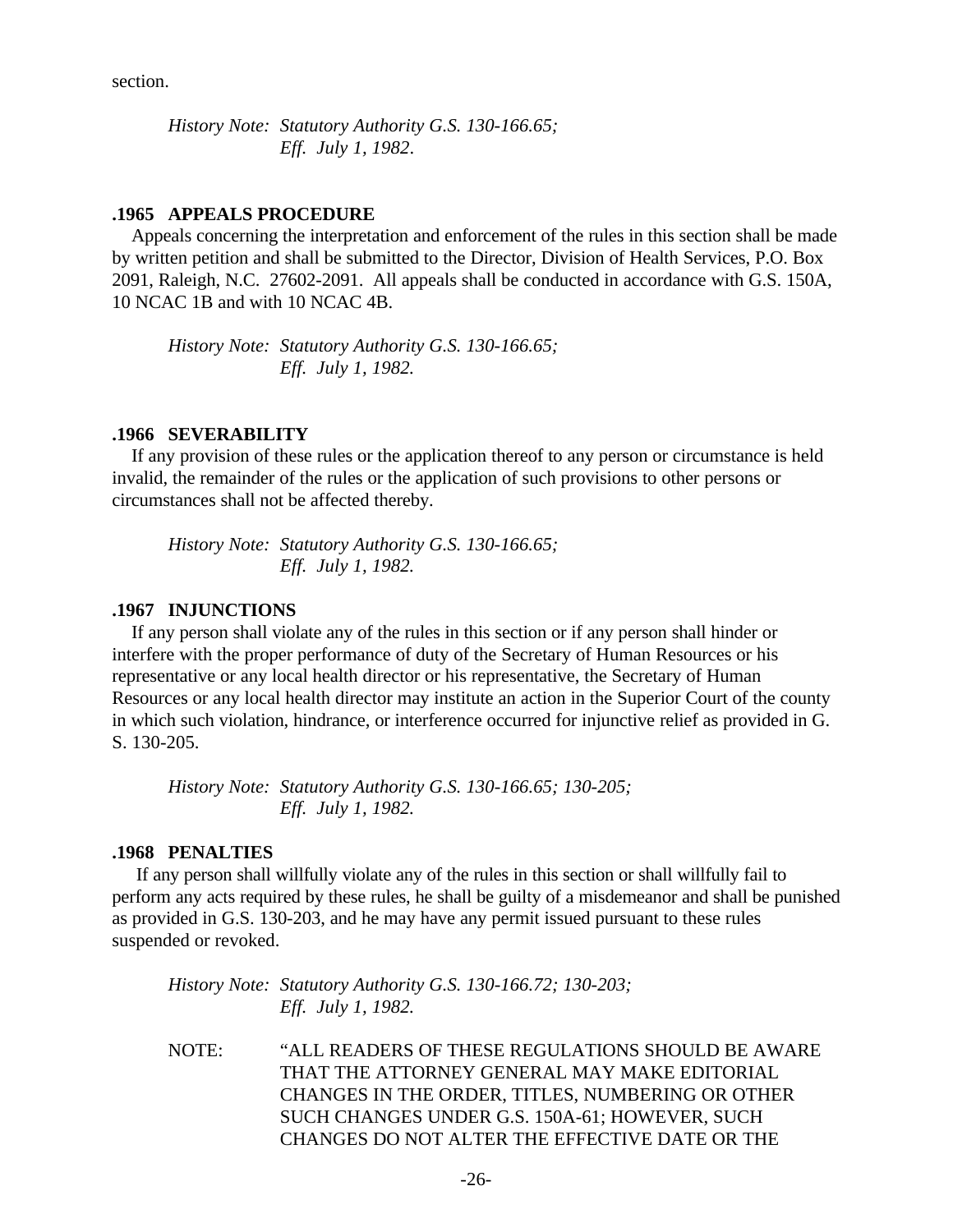section.

*History Note: Statutory Authority G.S. 130-166.65;*
*Eff. July 1, 1982.*

**.1965 APPEALS PROCEDURE**

Appeals concerning the interpretation and enforcement of the rules in this section shall be made by written petition and shall be submitted to the Director, Division of Health Services, P.O. Box 2091, Raleigh, N.C. 27602-2091. All appeals shall be conducted in accordance with G.S. 150A, 10 NCAC 1B and with 10 NCAC 4B.

*History Note: Statutory Authority G.S. 130-166.65;*
*Eff. July 1, 1982.*

**.1966 SEVERABILITY**

If any provision of these rules or the application thereof to any person or circumstance is held invalid, the remainder of the rules or the application of such provisions to other persons or circumstances shall not be affected thereby.

*History Note: Statutory Authority G.S. 130-166.65;*
*Eff. July 1, 1982.*

**.1967 INJUNCTIONS**

If any person shall violate any of the rules in this section or if any person shall hinder or interfere with the proper performance of duty of the Secretary of Human Resources or his representative or any local health director or his representative, the Secretary of Human Resources or any local health director may institute an action in the Superior Court of the county in which such violation, hindrance, or interference occurred for injunctive relief as provided in G. S. 130-205.

*History Note: Statutory Authority G.S. 130-166.65; 130-205;*
*Eff. July 1, 1982.*

**.1968 PENALTIES**

If any person shall willfully violate any of the rules in this section or shall willfully fail to perform any acts required by these rules, he shall be guilty of a misdemeanor and shall be punished as provided in G.S. 130-203, and he may have any permit issued pursuant to these rules suspended or revoked.

*History Note: Statutory Authority G.S. 130-166.72; 130-203;*
*Eff. July 1, 1982.*

NOTE: "ALL READERS OF THESE REGULATIONS SHOULD BE AWARE THAT THE ATTORNEY GENERAL MAY MAKE EDITORIAL CHANGES IN THE ORDER, TITLES, NUMBERING OR OTHER SUCH CHANGES UNDER G.S. 150A-61; HOWEVER, SUCH CHANGES DO NOT ALTER THE EFFECTIVE DATE OR THE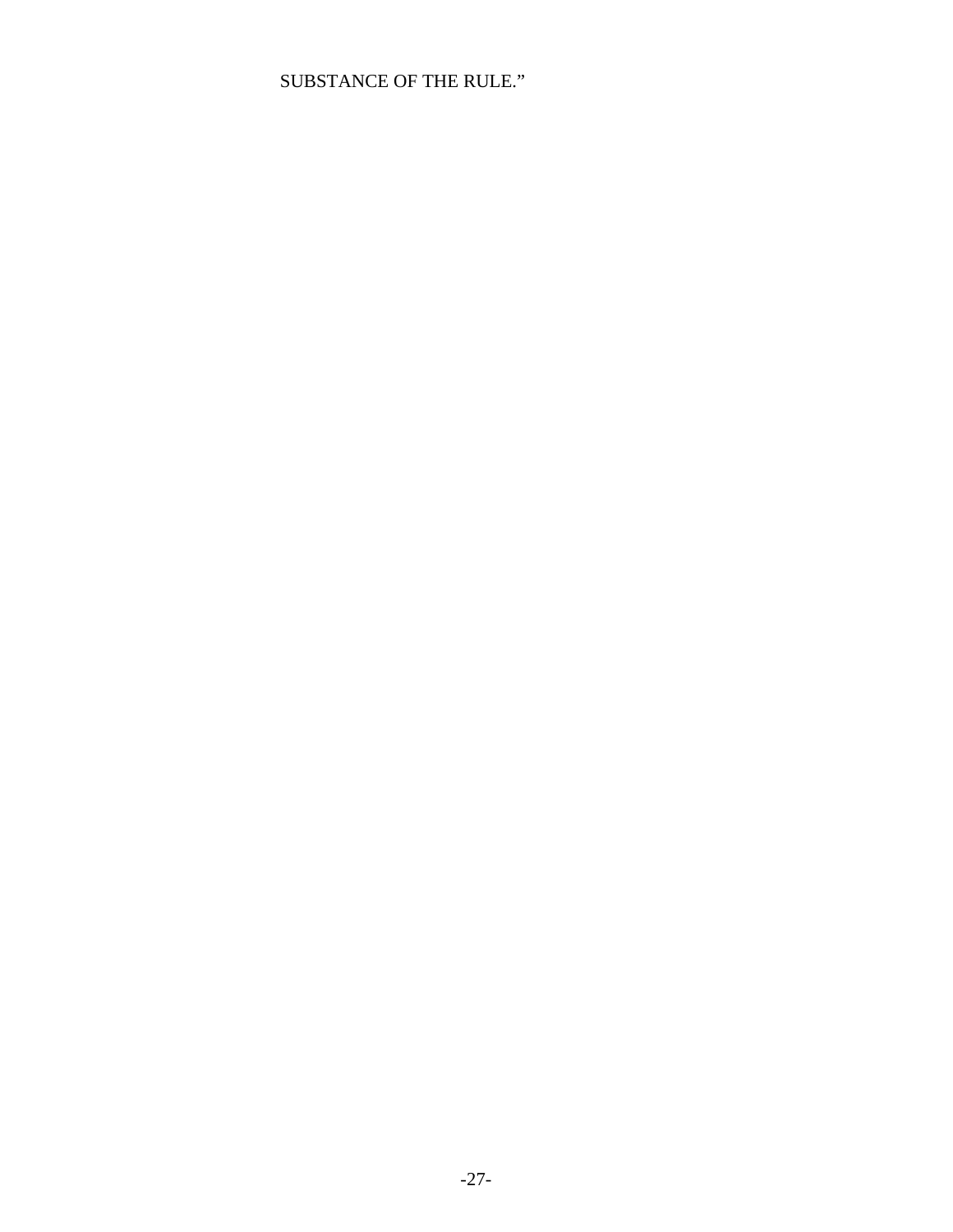SUBSTANCE OF THE RULE."